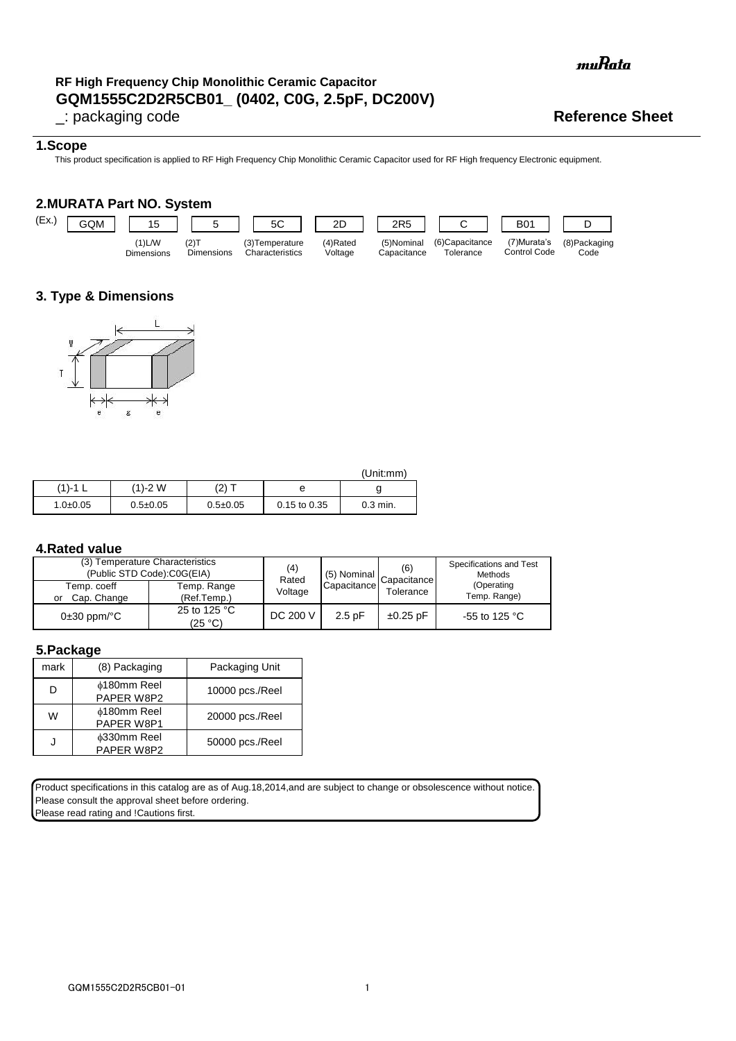muRata

# RF High Frequency Chip Monolithic Ceramic Capacitor
# GQM1555C2D2R5CB01_ (0402, C0G, 2.5pF, DC200V)

_: packaging code

**Reference Sheet**

## 1.Scope

This product specification is applied to RF High Frequency Chip Monolithic Ceramic Capacitor used for RF High frequency Electronic equipment.

## 2.MURATA Part NO. System

| (Ex.) | GQM | 15 | 5 | 5C | 2D | 2R5 | C | B01 | D |
|---|---|---|---|---|---|---|---|---|---|
| | | (1)L/W Dimensions | (2)T Dimensions | (3)Temperature Characteristics | (4)Rated Voltage | (5)Nominal Capacitance | (6)Capacitance Tolerance | (7)Murata's Control Code | (8)Packaging Code |

## 3. Type & Dimensions

(Unit:mm)

| (1)-1 L | (1)-2 W | (2) T | e | g |
|---|---|---|---|---|
| 1.0±0.05 | 0.5±0.05 | 0.5±0.05 | 0.15 to 0.35 | 0.3 min. |

## 4.Rated value

| (3) Temperature Characteristics (Public STD Code):C0G(EIA) | | (4) Rated Voltage | (5) Nominal Capacitance | (6) Capacitance Tolerance | Specifications and Test Methods (Operating Temp. Range) |
|---|---|---|---|---|---|
| Temp. coeff or Cap. Change | Temp. Range (Ref.Temp.) | | | | |
| 0±30 ppm/°C | 25 to 125 °C (25 °C) | DC 200 V | 2.5 pF | ±0.25 pF | -55 to 125 °C |

## 5.Package

| mark | (8) Packaging | Packaging Unit |
|---|---|---|
| D | φ180mm Reel PAPER W8P2 | 10000 pcs./Reel |
| W | φ180mm Reel PAPER W8P1 | 20000 pcs./Reel |
| J | φ330mm Reel PAPER W8P2 | 50000 pcs./Reel |

Product specifications in this catalog are as of Aug.18,2014,and are subject to change or obsolescence without notice.
Please consult the approval sheet before ordering.
Please read rating and !Cautions first.

GQM1555C2D2R5CB01-01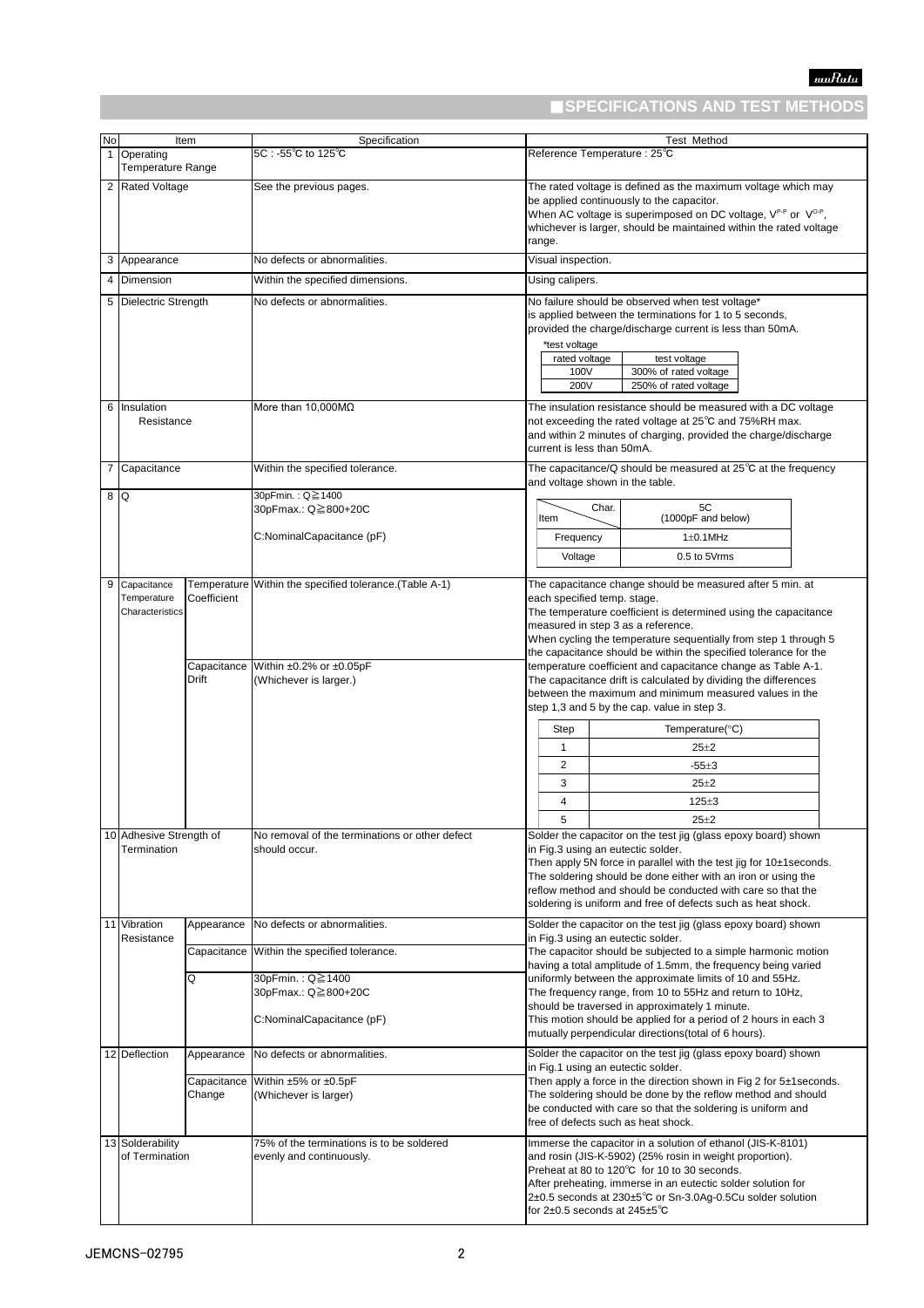## ■SPECIFICATIONS AND TEST METHODS

| No | Item | | Specification | Test Method |
|---|---|---|---|---|
| 1 | Operating Temperature Range | | 5C : -55℃ to 125℃ | Reference Temperature : 25℃ |
| 2 | Rated Voltage | | See the previous pages. | The rated voltage is defined as the maximum voltage which may be applied continuously to the capacitor.<br>When AC voltage is superimposed on DC voltage, $V^{P-P}$ or $V^{O-P}$, whichever is larger, should be maintained within the rated voltage range. |
| 3 | Appearance | | No defects or abnormalities. | Visual inspection. |
| 4 | Dimension | | Within the specified dimensions. | Using calipers. |
| 5 | Dielectric Strength | | No defects or abnormalities. | No failure should be observed when test voltage* is applied between the terminations for 1 to 5 seconds, provided the charge/discharge current is less than 50mA.<br>*test voltage<br>rated voltage: 100V / test voltage: 300% of rated voltage<br>rated voltage: 200V / test voltage: 250% of rated voltage |
| 6 | Insulation Resistance | | More than 10,000MΩ | The insulation resistance should be measured with a DC voltage not exceeding the rated voltage at 25℃ and 75%RH max. and within 2 minutes of charging, provided the charge/discharge current is less than 50mA. |
| 7 | Capacitance | | Within the specified tolerance. | The capacitance/Q should be measured at 25℃ at the frequency and voltage shown in the table.<br>Char. 5C (1000pF and below): Frequency 1±0.1MHz, Voltage 0.5 to 5Vrms |
| 8 | Q | | 30pFmin. : Q≧1400<br>30pFmax.: Q≧800+20C<br><br>C:NominalCapacitance (pF) | (see No. 7) |
| 9 | Capacitance Temperature Characteristics | Temperature Coefficient | Within the specified tolerance.(Table A-1) | The capacitance change should be measured after 5 min. at each specified temp. stage.<br>The temperature coefficient is determined using the capacitance measured in step 3 as a reference.<br>When cycling the temperature sequentially from step 1 through 5 the capacitance should be within the specified tolerance for the temperature coefficient and capacitance change as Table A-1.<br>The capacitance drift is calculated by dividing the differences between the maximum and minimum measured values in the step 1,3 and 5 by the cap. value in step 3.<br>Step 1: 25±2<br>Step 2: -55±3<br>Step 3: 25±2<br>Step 4: 125±3<br>Step 5: 25±2 (Temperature(°C)) |
| | | Capacitance Drift | Within ±0.2% or ±0.05pF<br>(Whichever is larger.) | |
| 10 | Adhesive Strength of Termination | | No removal of the terminations or other defect should occur. | Solder the capacitor on the test jig (glass epoxy board) shown in Fig.3 using an eutectic solder.<br>Then apply 5N force in parallel with the test jig for 10±1seconds.<br>The soldering should be done either with an iron or using the reflow method and should be conducted with care so that the soldering is uniform and free of defects such as heat shock. |
| 11 | Vibration Resistance | Appearance | No defects or abnormalities. | Solder the capacitor on the test jig (glass epoxy board) shown in Fig.3 using an eutectic solder.<br>The capacitor should be subjected to a simple harmonic motion having a total amplitude of 1.5mm, the frequency being varied uniformly between the approximate limits of 10 and 55Hz.<br>The frequency range, from 10 to 55Hz and return to 10Hz, should be traversed in approximately 1 minute.<br>This motion should be applied for a period of 2 hours in each 3 mutually perpendicular directions(total of 6 hours). |
| | | Capacitance | Within the specified tolerance. | |
| | | Q | 30pFmin. : Q≧1400<br>30pFmax.: Q≧800+20C<br><br>C:NominalCapacitance (pF) | |
| 12 | Deflection | Appearance | No defects or abnormalities. | Solder the capacitor on the test jig (glass epoxy board) shown in Fig.1 using an eutectic solder.<br>Then apply a force in the direction shown in Fig 2 for 5±1seconds.<br>The soldering should be done by the reflow method and should be conducted with care so that the soldering is uniform and free of defects such as heat shock. |
| | | Capacitance Change | Within ±5% or ±0.5pF<br>(Whichever is larger) | |
| 13 | Solderability of Termination | | 75% of the terminations is to be soldered evenly and continuously. | Immerse the capacitor in a solution of ethanol (JIS-K-8101) and rosin (JIS-K-5902) (25% rosin in weight proportion).<br>Preheat at 80 to 120℃ for 10 to 30 seconds.<br>After preheating, immerse in an eutectic solder solution for 2±0.5 seconds at 230±5℃ or Sn-3.0Ag-0.5Cu solder solution for 2±0.5 seconds at 245±5℃ |

JEMCNS-02795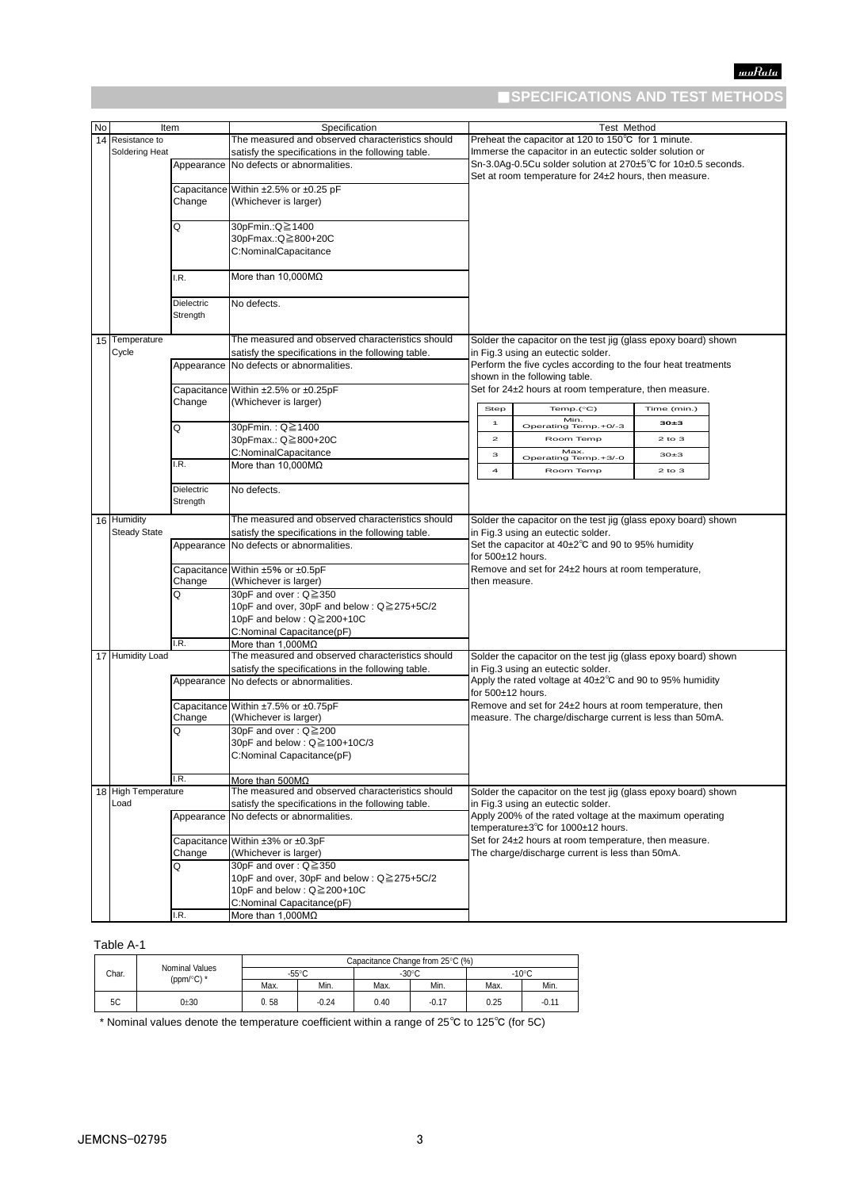## ■SPECIFICATIONS AND TEST METHODS

| No | Item | | Specification | Test Method |
|---|---|---|---|---|
| 14 | Resistance to Soldering Heat | | The measured and observed characteristics should satisfy the specifications in the following table. | Preheat the capacitor at 120 to 150℃ for 1 minute. Immerse the capacitor in an eutectic solder solution or Sn-3.0Ag-0.5Cu solder solution at 270±5℃ for 10±0.5 seconds. Set at room temperature for 24±2 hours, then measure. |
| | | Appearance | No defects or abnormalities. | |
| | | Capacitance Change | Within ±2.5% or ±0.25 pF (Whichever is larger) | |
| | | Q | 30pFmin.:Q≧1400<br>30pFmax.:Q≧800+20C<br>C:NominalCapacitance | |
| | | I.R. | More than 10,000MΩ | |
| | | Dielectric Strength | No defects. | |
| 15 | Temperature Cycle | | The measured and observed characteristics should satisfy the specifications in the following table. | Solder the capacitor on the test jig (glass epoxy board) shown in Fig.3 using an eutectic solder. Perform the five cycles according to the four heat treatments shown in the following table. Set for 24±2 hours at room temperature, then measure. |
| | | Appearance | No defects or abnormalities. | |
| | | Capacitance Change | Within ±2.5% or ±0.25pF (Whichever is larger) | |
| | | Q | 30pFmin. : Q≧1400<br>30pFmax.: Q≧800+20C<br>C:NominalCapacitance | |
| | | I.R. | More than 10,000MΩ | |
| | | Dielectric Strength | No defects. | |
| 16 | Humidity Steady State | | The measured and observed characteristics should satisfy the specifications in the following table. | Solder the capacitor on the test jig (glass epoxy board) shown in Fig.3 using an eutectic solder. Set the capacitor at 40±2℃ and 90 to 95% humidity for 500±12 hours. Remove and set for 24±2 hours at room temperature, then measure. |
| | | Appearance | No defects or abnormalities. | |
| | | Capacitance Change | Within ±5% or ±0.5pF (Whichever is larger) | |
| | | Q | 30pF and over : Q≧350<br>10pF and over, 30pF and below : Q≧275+5C/2<br>10pF and below : Q≧200+10C<br>C:Nominal Capacitance(pF) | |
| | | I.R. | More than 1,000MΩ | |
| 17 | Humidity Load | | The measured and observed characteristics should satisfy the specifications in the following table. | Solder the capacitor on the test jig (glass epoxy board) shown in Fig.3 using an eutectic solder. Apply the rated voltage at 40±2℃ and 90 to 95% humidity for 500±12 hours. Remove and set for 24±2 hours at room temperature, then measure. The charge/discharge current is less than 50mA. |
| | | Appearance | No defects or abnormalities. | |
| | | Capacitance Change | Within ±7.5% or ±0.75pF (Whichever is larger) | |
| | | Q | 30pF and over : Q≧200<br>30pF and below : Q≧100+10C/3<br>C:Nominal Capacitance(pF) | |
| | | I.R. | More than 500MΩ | |
| 18 | High Temperature Load | | The measured and observed characteristics should satisfy the specifications in the following table. | Solder the capacitor on the test jig (glass epoxy board) shown in Fig.3 using an eutectic solder. Apply 200% of the rated voltage at the maximum operating temperature±3℃ for 1000±12 hours. Set for 24±2 hours at room temperature, then measure. The charge/discharge current is less than 50mA. |
| | | Appearance | No defects or abnormalities. | |
| | | Capacitance Change | Within ±3% or ±0.3pF (Whichever is larger) | |
| | | Q | 30pF and over : Q≧350<br>10pF and over, 30pF and below : Q≧275+5C/2<br>10pF and below : Q≧200+10C<br>C:Nominal Capacitance(pF) | |
| | | I.R. | More than 1,000MΩ | |

Temperature Cycle heat treatments (No. 15):

| Step | Temp.(°C) | Time (min.) |
|---|---|---|
| 1 | Min. Operating Temp.+0/-3 | 30±3 |
| 2 | Room Temp | 2 to 3 |
| 3 | Max. Operating Temp.+3/-0 | 30±3 |
| 4 | Room Temp | 2 to 3 |

Table A-1

| Char. | Nominal Values (ppm/°C) * | Capacitance Change from 25°C (%) | | | | | |
|---|---|---|---|---|---|---|---|
| | | -55°C | | -30°C | | -10°C | |
| | | Max. | Min. | Max. | Min. | Max. | Min. |
| 5C | 0±30 | 0.58 | -0.24 | 0.40 | -0.17 | 0.25 | -0.11 |

\* Nominal values denote the temperature coefficient within a range of 25℃ to 125℃ (for 5C)

JEMCNS-02795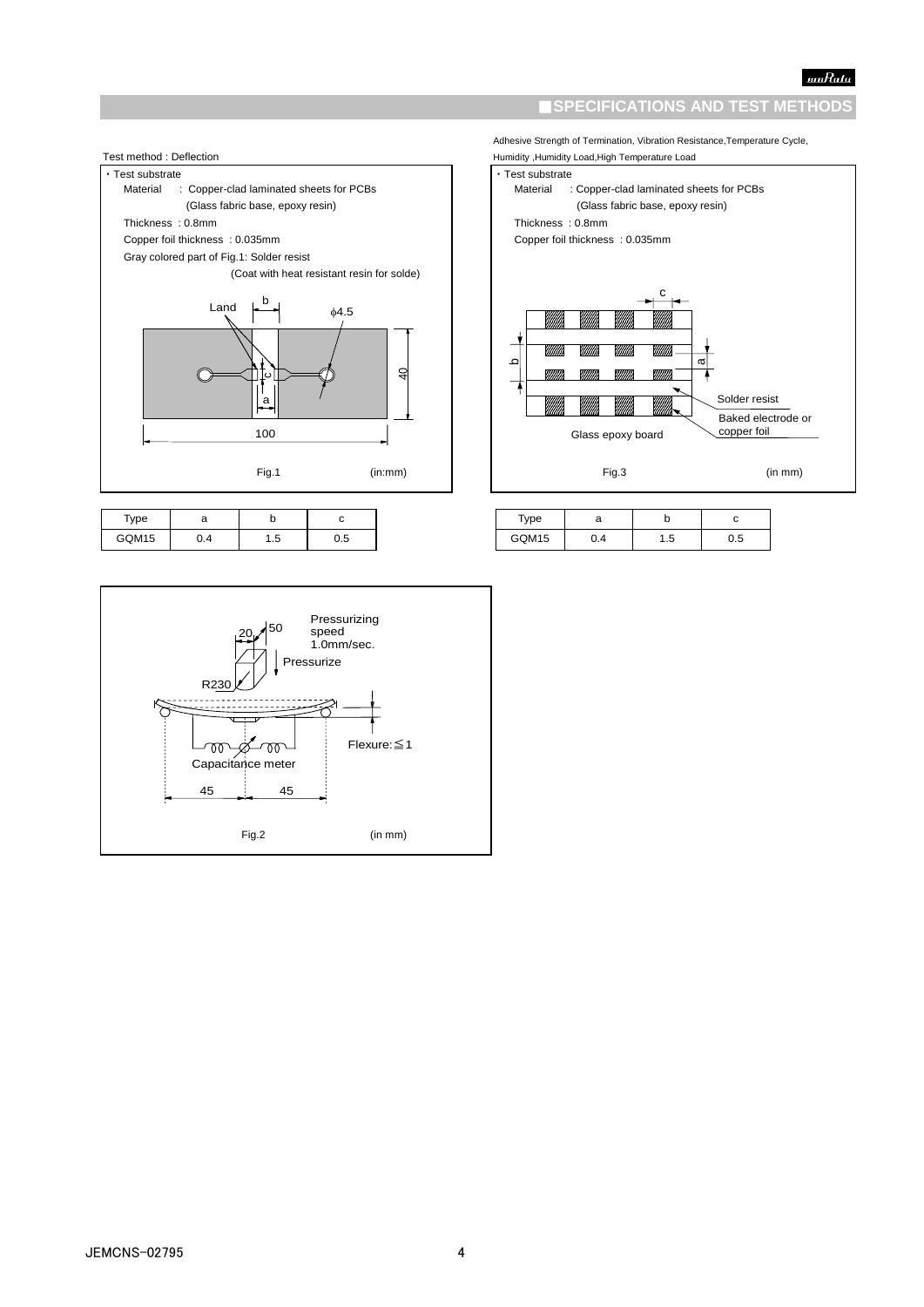## ■SPECIFICATIONS AND TEST METHODS

Test method : Deflection

・Test substrate

Material : Copper-clad laminated sheets for PCBs (Glass fabric base, epoxy resin)

Thickness : 0.8mm

Copper foil thickness : 0.035mm

Gray colored part of Fig.1: Solder resist (Coat with heat resistant resin for solde)

Land b φ4.5 c a 40 100

Fig.1 (in:mm)

| Type | a | b | c |
|---|---|---|---|
| GQM15 | 0.4 | 1.5 | 0.5 |

Pressurizing speed 1.0mm/sec.

20 50 Pressurize R230 Flexure:≦1 Capacitance meter 45 45

Fig.2 (in mm)

Adhesive Strength of Termination, Vibration Resistance,Temperature Cycle, Humidity ,Humidity Load,High Temperature Load

・Test substrate

Material : Copper-clad laminated sheets for PCBs (Glass fabric base, epoxy resin)

Thickness : 0.8mm

Copper foil thickness : 0.035mm

c b a Solder resist Baked electrode or copper foil Glass epoxy board

Fig.3 (in mm)

| Type | a | b | c |
|---|---|---|---|
| GQM15 | 0.4 | 1.5 | 0.5 |

JEMCNS-02795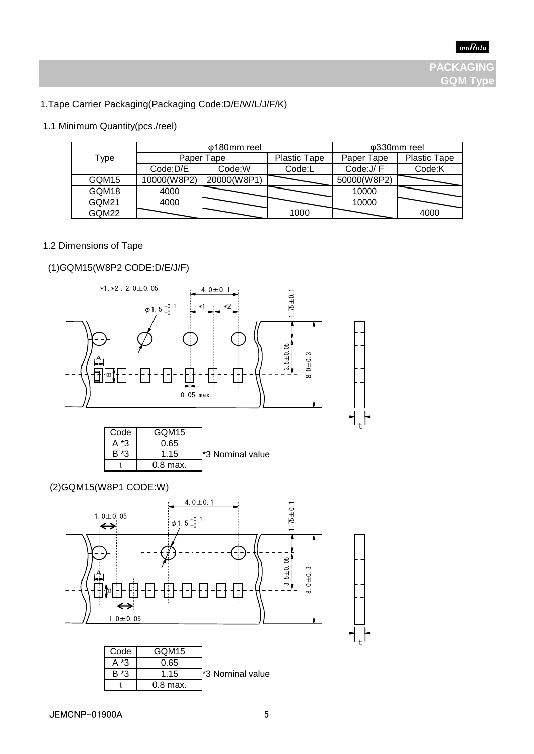# PACKAGING
## GQM Type

1.Tape Carrier Packaging(Packaging Code:D/E/W/L/J/F/K)

1.1 Minimum Quantity(pcs./reel)

| Type | φ180mm reel | | | φ330mm reel | |
|---|---|---|---|---|---|
| | Paper Tape | | Plastic Tape | Paper Tape | Plastic Tape |
| | Code:D/E | Code:W | Code:L | Code:J/ F | Code:K |
| GQM15 | 10000(W8P2) | 20000(W8P1) | | 50000(W8P2) | |
| GQM18 | 4000 | | | 10000 | |
| GQM21 | 4000 | | | 10000 | |
| GQM22 | | | 1000 | | 4000 |

1.2 Dimensions of Tape

(1)GQM15(W8P2 CODE:D/E/J/F)

*1, *2 : 2.0±0.05

4.0±0.1

φ1.5 $^{+0.1}_{-0}$

1.75±0.1

3.5±0.05

8.0±0.3

0.05 max.

| Code | GQM15 |
|---|---|
| A *3 | 0.65 |
| B *3 | 1.15 |
| t | 0.8 max. |

*3 Nominal value

(2)GQM15(W8P1 CODE:W)

4.0±0.1

1.0±0.05

φ1.5 $^{+0.1}_{-0}$

1.75±0.1

3.5±0.05

8.0±0.3

1.0±0.05

| Code | GQM15 |
|---|---|
| A *3 | 0.65 |
| B *3 | 1.15 |
| t | 0.8 max. |

*3 Nominal value

JEMCNP-01900A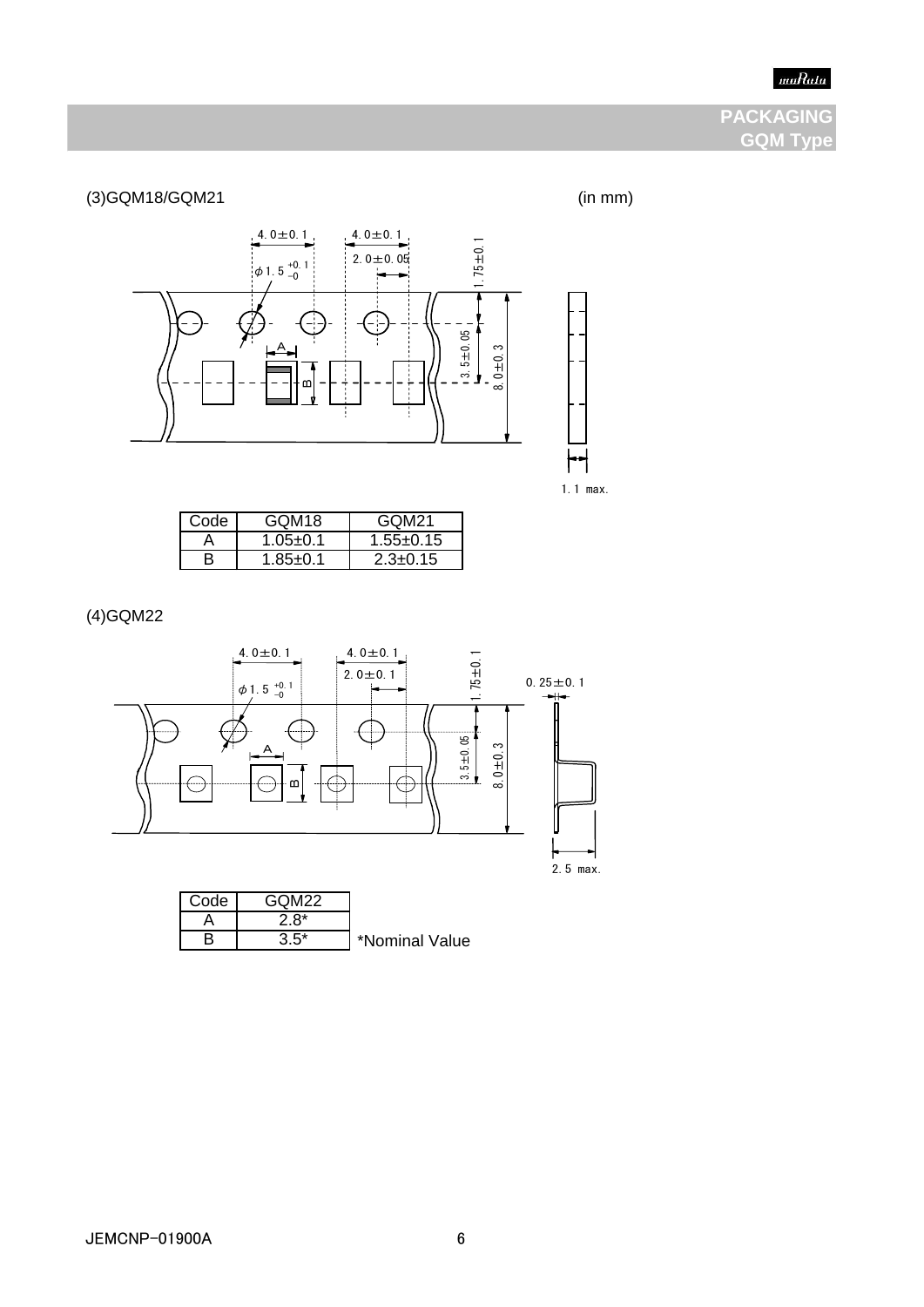# PACKAGING
## GQM Type

(3)GQM18/GQM21 (in mm)

| Code | GQM18 | GQM21 |
|---|---|---|
| A | 1.05±0.1 | 1.55±0.15 |
| B | 1.85±0.1 | 2.3±0.15 |

(4)GQM22

| Code | GQM22 |
|---|---|
| A | 2.8* |
| B | 3.5* |

*Nominal Value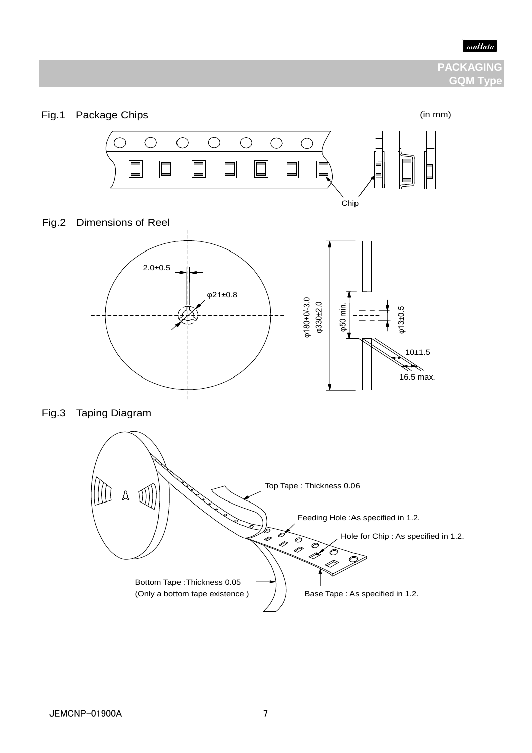## PACKAGING
## GQM Type

Fig.1　Package Chips

(in mm)

Chip

Fig.2　Dimensions of Reel

2.0±0.5

φ21±0.8

φ180+0/-3.0
φ330±2.0

φ50 min.

φ13±0.5

10±1.5

16.5 max.

Fig.3　Taping Diagram

Top Tape : Thickness 0.06

Feeding Hole :As specified in 1.2.

Hole for Chip : As specified in 1.2.

Bottom Tape :Thickness 0.05
(Only a bottom tape existence )

Base Tape : As specified in 1.2.

JEMCNP-01900A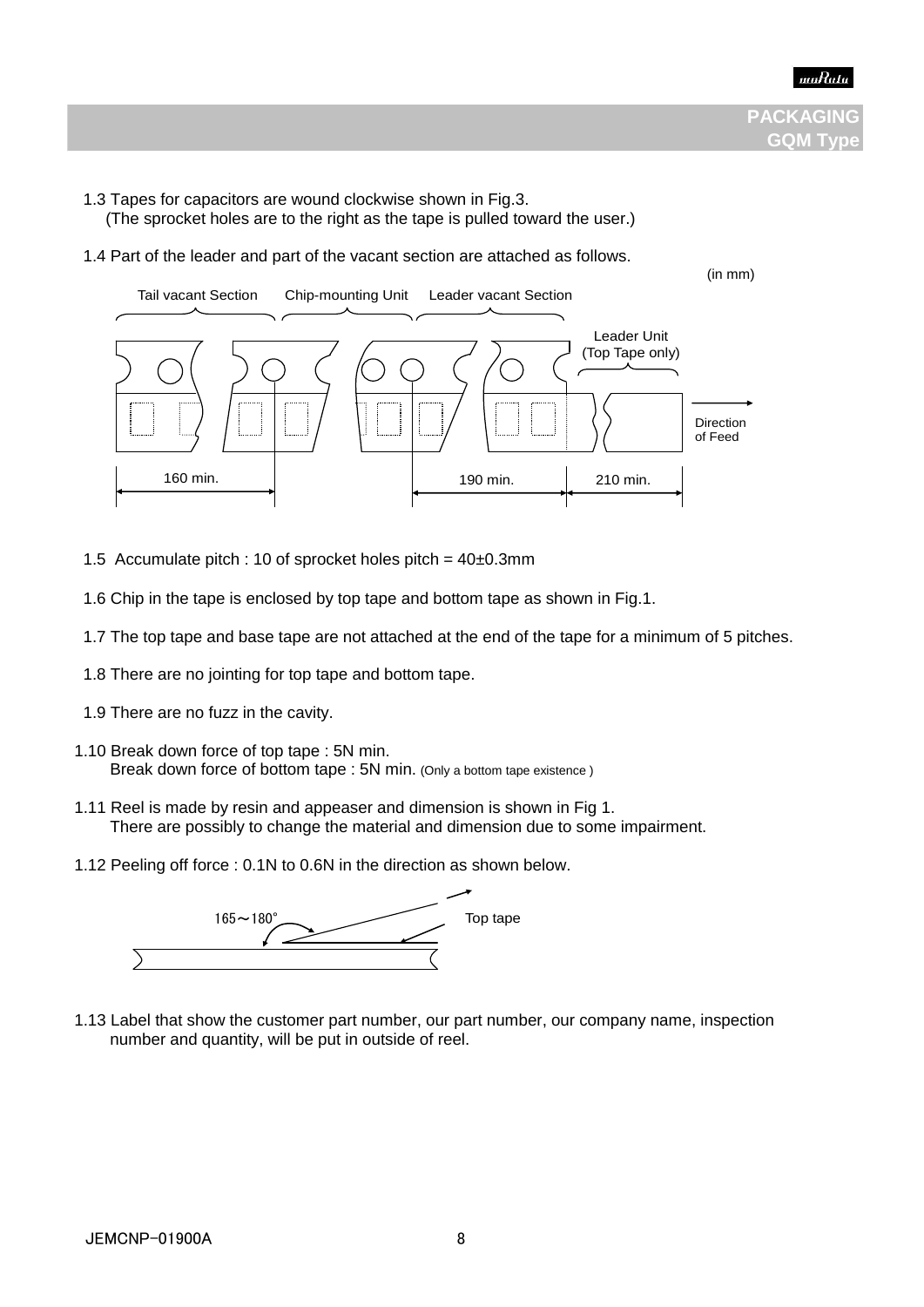## PACKAGING
## GQM Type

1.3 Tapes for capacitors are wound clockwise shown in Fig.3.
(The sprocket holes are to the right as the tape is pulled toward the user.)

1.4 Part of the leader and part of the vacant section are attached as follows.

(in mm)

Tail vacant Section — Chip-mounting Unit — Leader vacant Section — Leader Unit (Top Tape only) — Direction of Feed

160 min. — 190 min. — 210 min.

1.5 Accumulate pitch : 10 of sprocket holes pitch = 40±0.3mm

1.6 Chip in the tape is enclosed by top tape and bottom tape as shown in Fig.1.

1.7 The top tape and base tape are not attached at the end of the tape for a minimum of 5 pitches.

1.8 There are no jointing for top tape and bottom tape.

1.9 There are no fuzz in the cavity.

1.10 Break down force of top tape : 5N min.
Break down force of bottom tape : 5N min. (Only a bottom tape existence )

1.11 Reel is made by resin and appeaser and dimension is shown in Fig 1.
There are possibly to change the material and dimension due to some impairment.

1.12 Peeling off force : 0.1N to 0.6N in the direction as shown below.

165～180° Top tape

1.13 Label that show the customer part number, our part number, our company name, inspection number and quantity, will be put in outside of reel.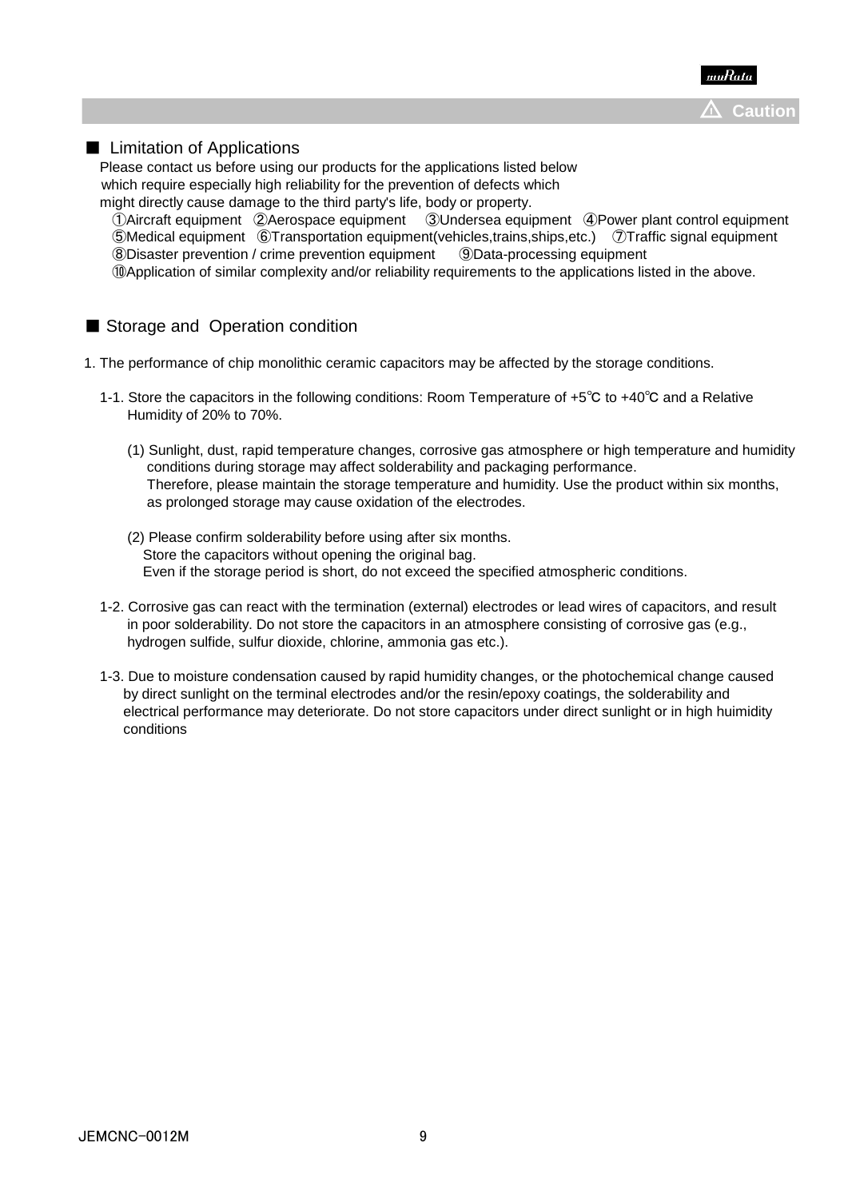**⚠ Caution**

## ■ Limitation of Applications

Please contact us before using our products for the applications listed below which require especially high reliability for the prevention of defects which might directly cause damage to the third party's life, body or property.

①Aircraft equipment ②Aerospace equipment ③Undersea equipment ④Power plant control equipment
⑤Medical equipment ⑥Transportation equipment(vehicles,trains,ships,etc.) ⑦Traffic signal equipment
⑧Disaster prevention / crime prevention equipment ⑨Data-processing equipment
⑩Application of similar complexity and/or reliability requirements to the applications listed in the above.

## ■ Storage and Operation condition

1. The performance of chip monolithic ceramic capacitors may be affected by the storage conditions.

1-1. Store the capacitors in the following conditions: Room Temperature of +5℃ to +40℃ and a Relative Humidity of 20% to 70%.

(1) Sunlight, dust, rapid temperature changes, corrosive gas atmosphere or high temperature and humidity conditions during storage may affect solderability and packaging performance.
Therefore, please maintain the storage temperature and humidity. Use the product within six months, as prolonged storage may cause oxidation of the electrodes.

(2) Please confirm solderability before using after six months.
Store the capacitors without opening the original bag.
Even if the storage period is short, do not exceed the specified atmospheric conditions.

1-2. Corrosive gas can react with the termination (external) electrodes or lead wires of capacitors, and result in poor solderability. Do not store the capacitors in an atmosphere consisting of corrosive gas (e.g., hydrogen sulfide, sulfur dioxide, chlorine, ammonia gas etc.).

1-3. Due to moisture condensation caused by rapid humidity changes, or the photochemical change caused by direct sunlight on the terminal electrodes and/or the resin/epoxy coatings, the solderability and electrical performance may deteriorate. Do not store capacitors under direct sunlight or in high huimidity conditions

JEMCNC-0012M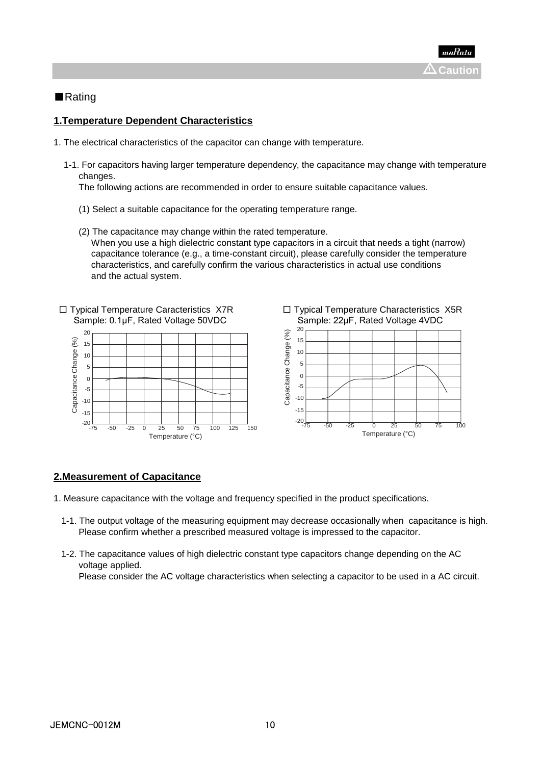■Rating

### 1.Temperature Dependent Characteristics

1. The electrical characteristics of the capacitor can change with temperature.

   1-1. For capacitors having larger temperature dependency, the capacitance may change with temperature changes.
   The following actions are recommended in order to ensure suitable capacitance values.

   (1) Select a suitable capacitance for the operating temperature range.

   (2) The capacitance may change within the rated temperature.
   When you use a high dielectric constant type capacitors in a circuit that needs a tight (narrow) capacitance tolerance (e.g., a time-constant circuit), please carefully consider the temperature characteristics, and carefully confirm the various characteristics in actual use conditions and the actual system.

☐ Typical Temperature Caracteristics X7R
Sample: 0.1μF, Rated Voltage 50VDC

☐ Typical Temperature Characteristics X5R
Sample: 22μF, Rated Voltage 4VDC

### 2.Measurement of Capacitance

1. Measure capacitance with the voltage and frequency specified in the product specifications.

   1-1. The output voltage of the measuring equipment may decrease occasionally when capacitance is high.
   Please confirm whether a prescribed measured voltage is impressed to the capacitor.

   1-2. The capacitance values of high dielectric constant type capacitors change depending on the AC voltage applied.
   Please consider the AC voltage characteristics when selecting a capacitor to be used in a AC circuit.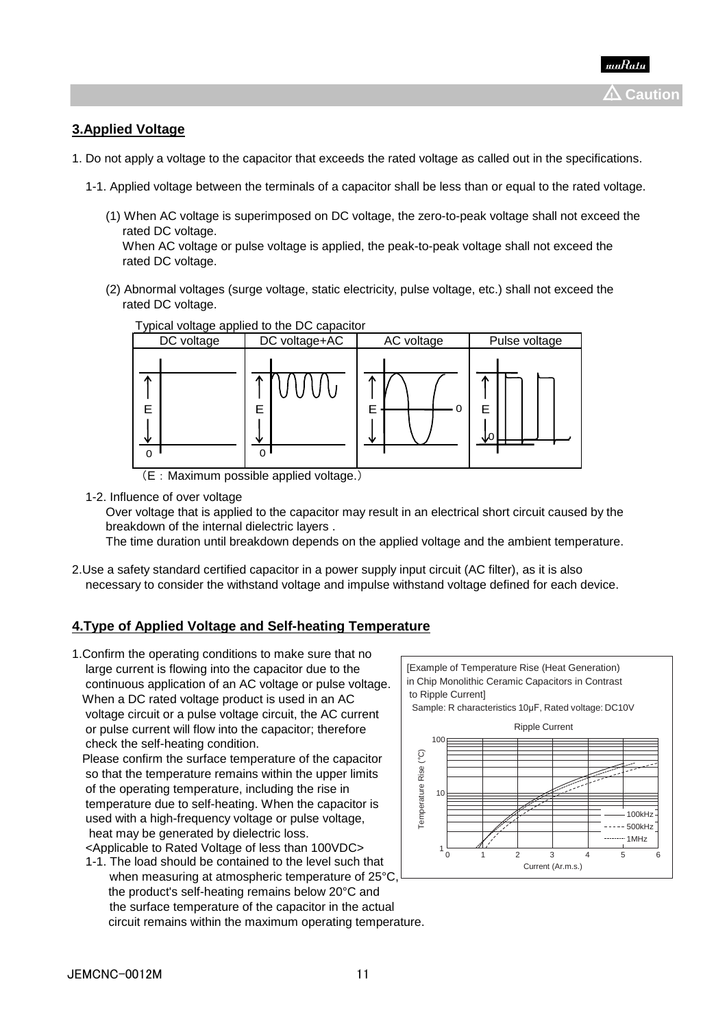⚠ Caution

## 3.Applied Voltage

1. Do not apply a voltage to the capacitor that exceeds the rated voltage as called out in the specifications.

   1-1. Applied voltage between the terminals of a capacitor shall be less than or equal to the rated voltage.

   (1) When AC voltage is superimposed on DC voltage, the zero-to-peak voltage shall not exceed the rated DC voltage.
   When AC voltage or pulse voltage is applied, the peak-to-peak voltage shall not exceed the rated DC voltage.

   (2) Abnormal voltages (surge voltage, static electricity, pulse voltage, etc.) shall not exceed the rated DC voltage.

Typical voltage applied to the DC capacitor

| DC voltage | DC voltage+AC | AC voltage | Pulse voltage |
|---|---|---|---|
| E, 0 | E, 0 | E, 0 | E, 0 |

（E：Maximum possible applied voltage.）

   1-2. Influence of over voltage
   Over voltage that is applied to the capacitor may result in an electrical short circuit caused by the breakdown of the internal dielectric layers .
   The time duration until breakdown depends on the applied voltage and the ambient temperature.

2. Use a safety standard certified capacitor in a power supply input circuit (AC filter), as it is also necessary to consider the withstand voltage and impulse withstand voltage defined for each device.

## 4.Type of Applied Voltage and Self-heating Temperature

1. Confirm the operating conditions to make sure that no large current is flowing into the capacitor due to the continuous application of an AC voltage or pulse voltage.
   When a DC rated voltage product is used in an AC voltage circuit or a pulse voltage circuit, the AC current or pulse current will flow into the capacitor; therefore check the self-heating condition.
   Please confirm the surface temperature of the capacitor so that the temperature remains within the upper limits of the operating temperature, including the rise in temperature due to self-heating. When the capacitor is used with a high-frequency voltage or pulse voltage, heat may be generated by dielectric loss.
   <Applicable to Rated Voltage of less than 100VDC>
   1-1. The load should be contained to the level such that when measuring at atmospheric temperature of 25°C, the product's self-heating remains below 20°C and the surface temperature of the capacitor in the actual circuit remains within the maximum operating temperature.

[Example of Temperature Rise (Heat Generation) in Chip Monolithic Ceramic Capacitors in Contrast to Ripple Current]
Sample: R characteristics 10μF, Rated voltage: DC10V

Ripple Current (Temperature Rise (°C) vs. Current (Ar.m.s.); 100kHz, 500kHz, 1MHz)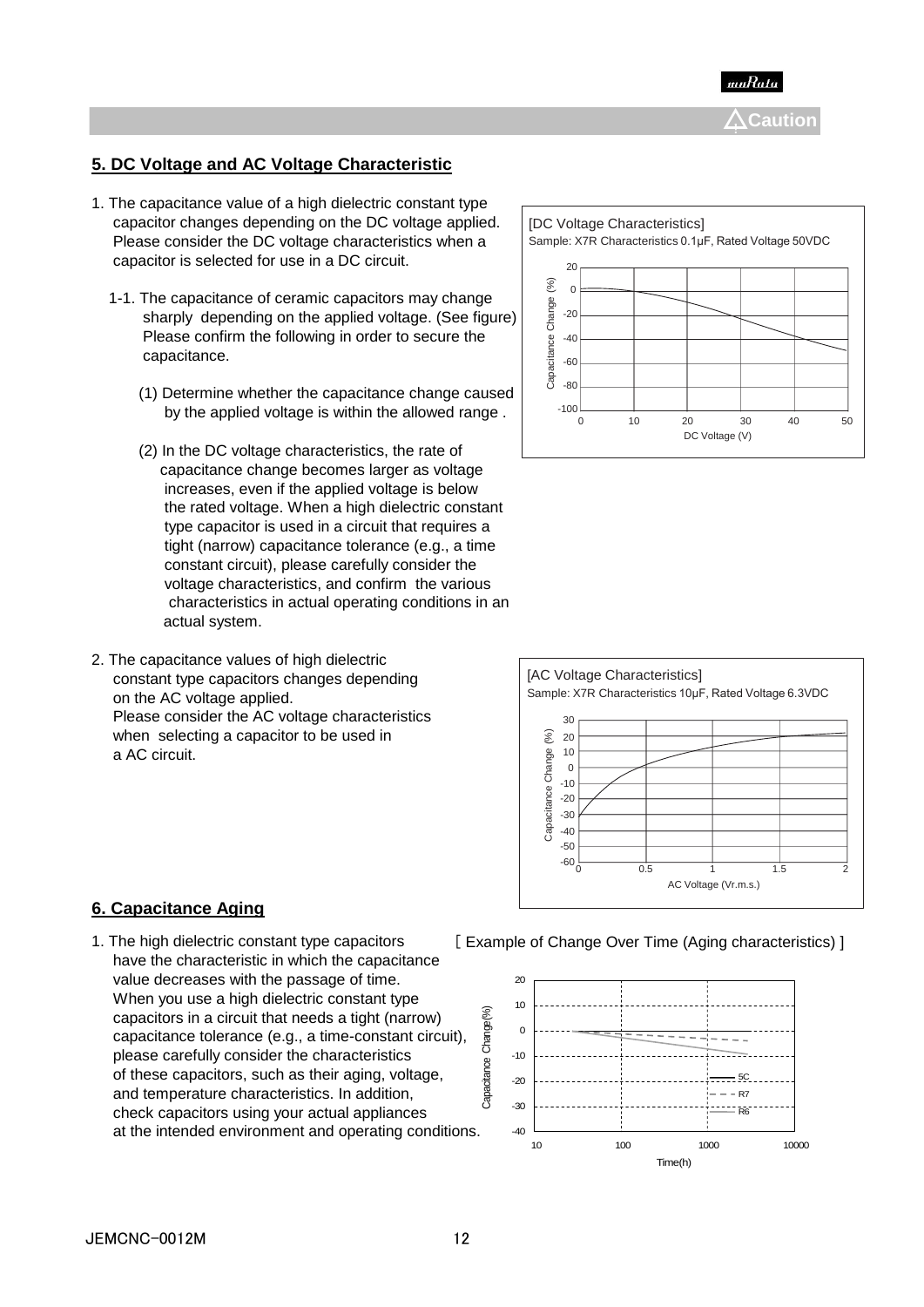## 5. DC Voltage and AC Voltage Characteristic

1. The capacitance value of a high dielectric constant type capacitor changes depending on the DC voltage applied. Please consider the DC voltage characteristics when a capacitor is selected for use in a DC circuit.

   1-1. The capacitance of ceramic capacitors may change sharply depending on the applied voltage. (See figure) Please confirm the following in order to secure the capacitance.

   (1) Determine whether the capacitance change caused by the applied voltage is within the allowed range .

   (2) In the DC voltage characteristics, the rate of capacitance change becomes larger as voltage increases, even if the applied voltage is below the rated voltage. When a high dielectric constant type capacitor is used in a circuit that requires a tight (narrow) capacitance tolerance (e.g., a time constant circuit), please carefully consider the voltage characteristics, and confirm the various characteristics in actual operating conditions in an actual system.

[DC Voltage Characteristics]
Sample: X7R Characteristics 0.1μF, Rated Voltage 50VDC

2. The capacitance values of high dielectric constant type capacitors changes depending on the AC voltage applied.
   Please consider the AC voltage characteristics when selecting a capacitor to be used in a AC circuit.

[AC Voltage Characteristics]
Sample: X7R Characteristics 10μF, Rated Voltage 6.3VDC

## 6. Capacitance Aging

1. The high dielectric constant type capacitors have the characteristic in which the capacitance value decreases with the passage of time.
   When you use a high dielectric constant type capacitors in a circuit that needs a tight (narrow) capacitance tolerance (e.g., a time-constant circuit), please carefully consider the characteristics of these capacitors, such as their aging, voltage, and temperature characteristics. In addition, check capacitors using your actual appliances at the intended environment and operating conditions.

[ Example of Change Over Time (Aging characteristics) ]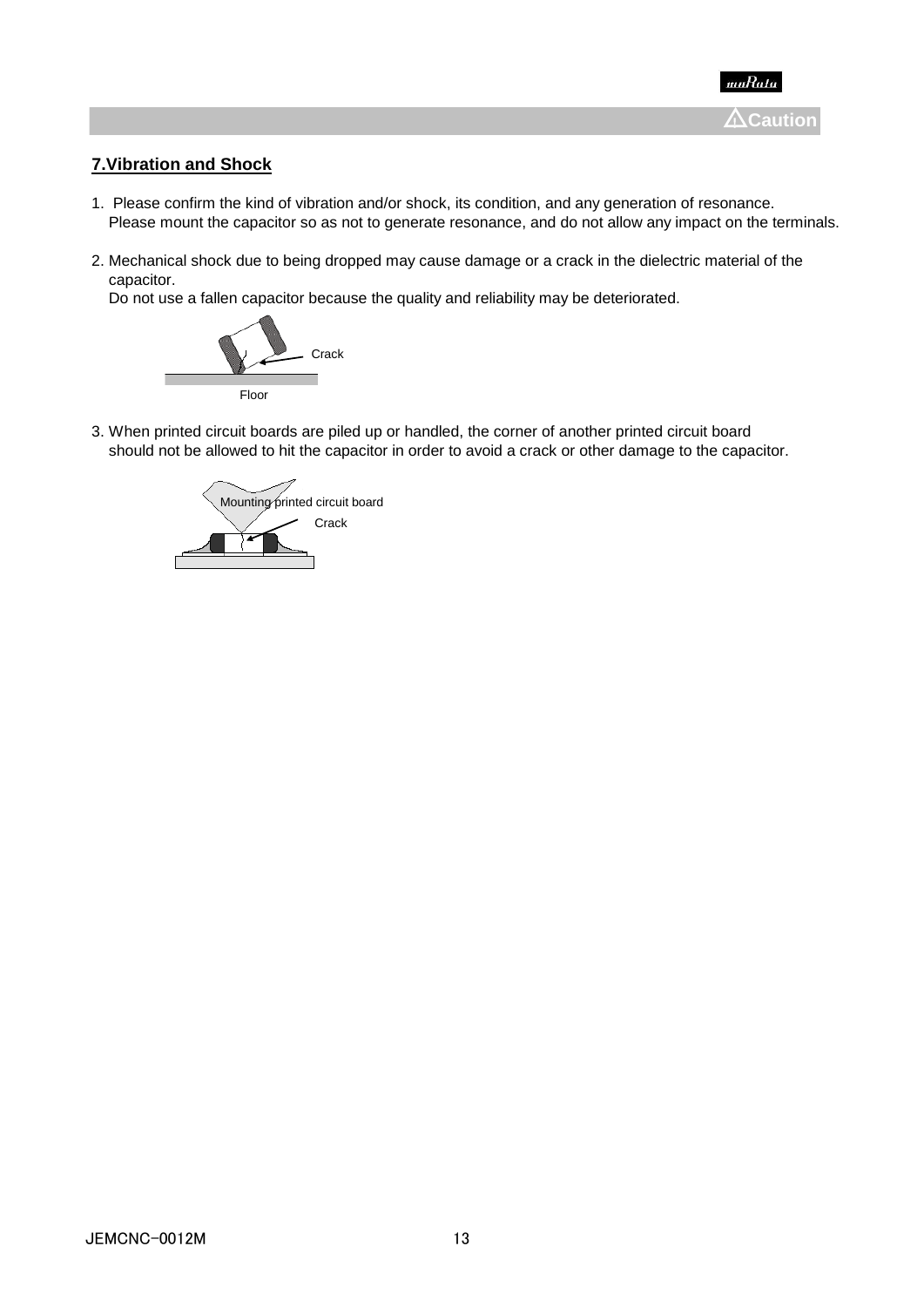Caution

## 7.Vibration and Shock

1. Please confirm the kind of vibration and/or shock, its condition, and any generation of resonance.
   Please mount the capacitor so as not to generate resonance, and do not allow any impact on the terminals.

2. Mechanical shock due to being dropped may cause damage or a crack in the dielectric material of the capacitor.
   Do not use a fallen capacitor because the quality and reliability may be deteriorated.

   Crack

   Floor

3. When printed circuit boards are piled up or handled, the corner of another printed circuit board should not be allowed to hit the capacitor in order to avoid a crack or other damage to the capacitor.

   Mounting printed circuit board

   Crack

JEMCNC-0012M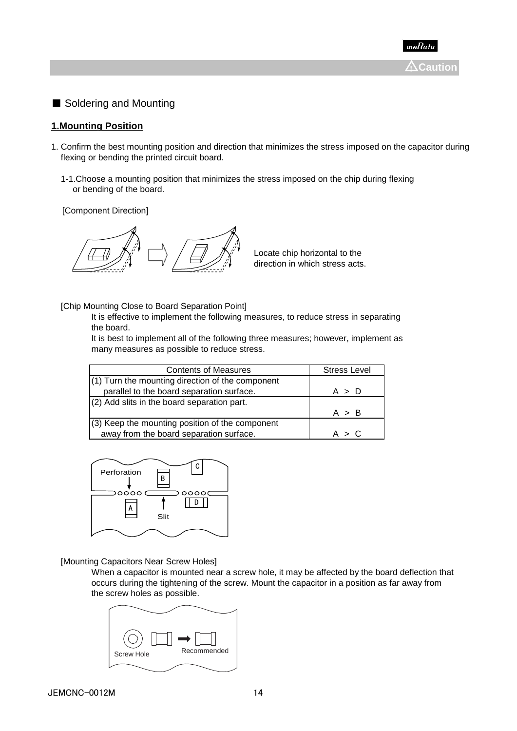⚠Caution

■ Soldering and Mounting

## 1.Mounting Position

1. Confirm the best mounting position and direction that minimizes the stress imposed on the capacitor during flexing or bending the printed circuit board.

   1-1.Choose a mounting position that minimizes the stress imposed on the chip during flexing or bending of the board.

[Component Direction]

Locate chip horizontal to the direction in which stress acts.

[Chip Mounting Close to Board Separation Point]

It is effective to implement the following measures, to reduce stress in separating the board.

It is best to implement all of the following three measures; however, implement as many measures as possible to reduce stress.

| Contents of Measures | Stress Level |
| --- | --- |
| (1) Turn the mounting direction of the component parallel to the board separation surface. | A > D |
| (2) Add slits in the board separation part. | A > B |
| (3) Keep the mounting position of the component away from the board separation surface. | A > C |

Perforation

Slit

[Mounting Capacitors Near Screw Holes]

When a capacitor is mounted near a screw hole, it may be affected by the board deflection that occurs during the tightening of the screw. Mount the capacitor in a position as far away from the screw holes as possible.

Screw Hole

Recommended

JEMCNC-0012M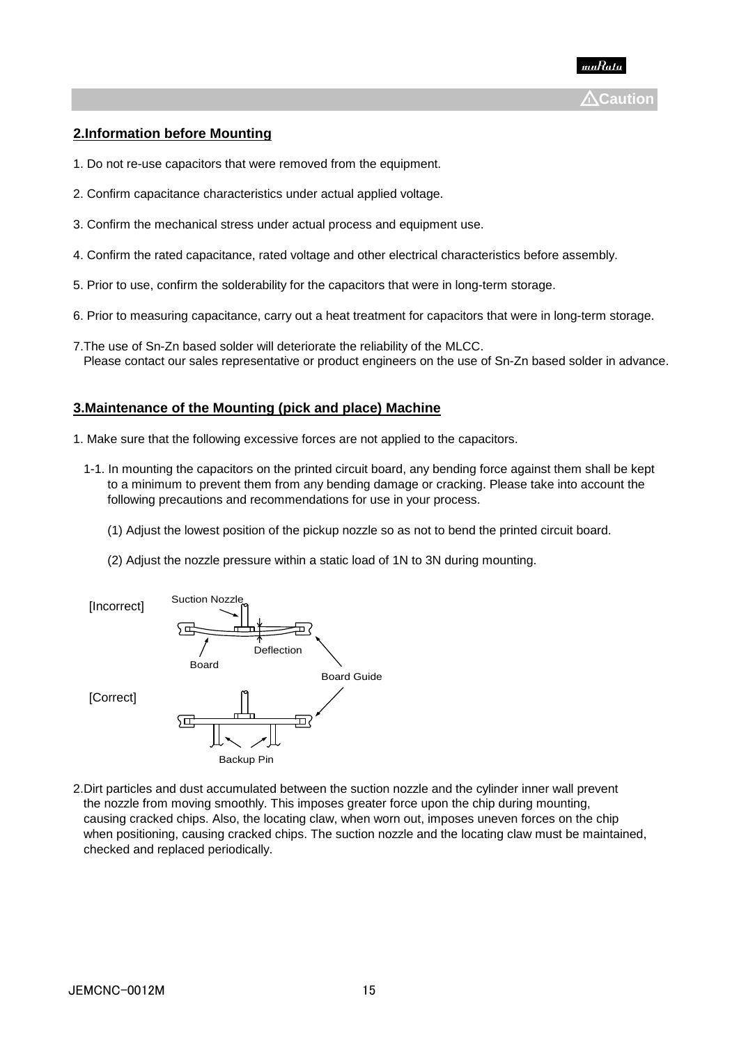⚠Caution

## 2.Information before Mounting

1. Do not re-use capacitors that were removed from the equipment.

2. Confirm capacitance characteristics under actual applied voltage.

3. Confirm the mechanical stress under actual process and equipment use.

4. Confirm the rated capacitance, rated voltage and other electrical characteristics before assembly.

5. Prior to use, confirm the solderability for the capacitors that were in long-term storage.

6. Prior to measuring capacitance, carry out a heat treatment for capacitors that were in long-term storage.

7. The use of Sn-Zn based solder will deteriorate the reliability of the MLCC.
Please contact our sales representative or product engineers on the use of Sn-Zn based solder in advance.

## 3.Maintenance of the Mounting (pick and place) Machine

1. Make sure that the following excessive forces are not applied to the capacitors.

   1-1. In mounting the capacitors on the printed circuit board, any bending force against them shall be kept to a minimum to prevent them from any bending damage or cracking. Please take into account the following precautions and recommendations for use in your process.

   (1) Adjust the lowest position of the pickup nozzle so as not to bend the printed circuit board.

   (2) Adjust the nozzle pressure within a static load of 1N to 3N during mounting.

[Incorrect] Suction Nozzle, Deflection, Board, Board Guide

[Correct] Backup Pin

2. Dirt particles and dust accumulated between the suction nozzle and the cylinder inner wall prevent the nozzle from moving smoothly. This imposes greater force upon the chip during mounting, causing cracked chips. Also, the locating claw, when worn out, imposes uneven forces on the chip when positioning, causing cracked chips. The suction nozzle and the locating claw must be maintained, checked and replaced periodically.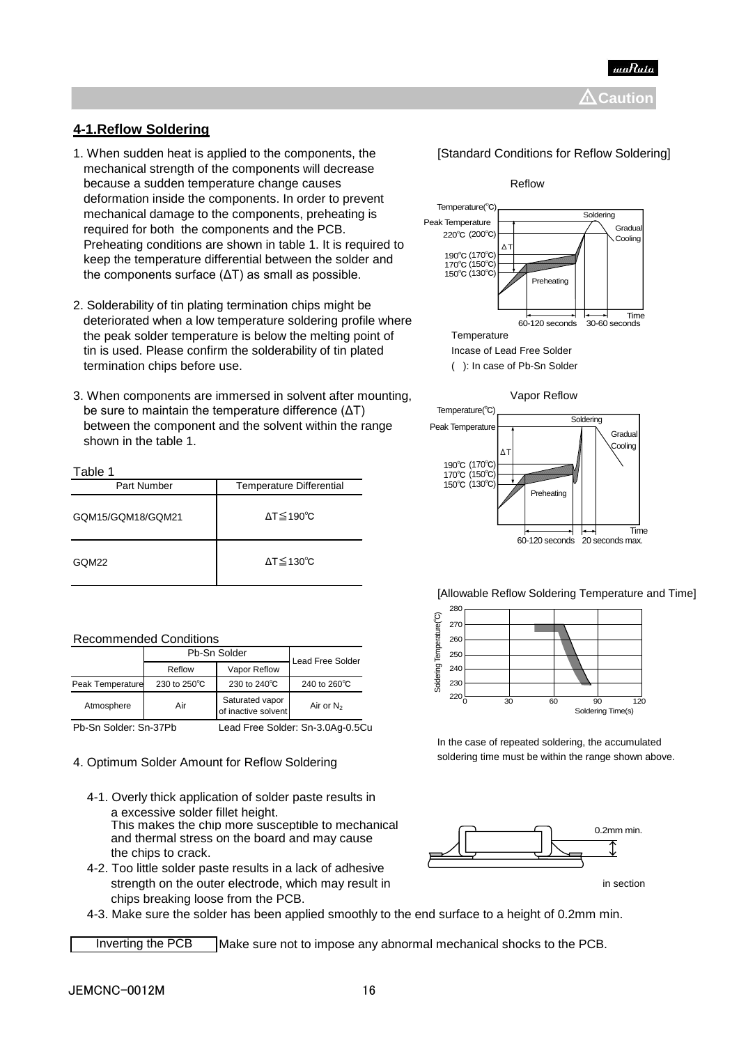⚠Caution

## 4-1.Reflow Soldering

1. When sudden heat is applied to the components, the mechanical strength of the components will decrease because a sudden temperature change causes deformation inside the components. In order to prevent mechanical damage to the components, preheating is required for both the components and the PCB. Preheating conditions are shown in table 1. It is required to keep the temperature differential between the solder and the components surface (ΔT) as small as possible.

2. Solderability of tin plating termination chips might be deteriorated when a low temperature soldering profile where the peak solder temperature is below the melting point of tin is used. Please confirm the solderability of tin plated termination chips before use.

3. When components are immersed in solvent after mounting, be sure to maintain the temperature difference (ΔT) between the component and the solvent within the range shown in the table 1.

Table 1

| Part Number | Temperature Differential |
|---|---|
| GQM15/GQM18/GQM21 | ΔT≦190℃ |
| GQM22 | ΔT≦130℃ |

[Standard Conditions for Reflow Soldering]

Reflow

Temperature(℃), Peak Temperature, 220℃ (200℃), 190℃ (170℃), 170℃ (150℃), 150℃ (130℃), ΔT, Preheating, Soldering, Gradual Cooling, Time, 60-120 seconds, 30-60 seconds

Temperature
Incase of Lead Free Solder
( ): In case of Pb-Sn Solder

Vapor Reflow

Temperature(℃), Peak Temperature, 190℃ (170℃), 170℃ (150℃), 150℃ (130℃), ΔT, Preheating, Soldering, Gradual Cooling, Time, 60-120 seconds, 20 seconds max.

Recommended Conditions

| | Pb-Sn Solder | | Lead Free Solder |
|---|---|---|---|
| | Reflow | Vapor Reflow | |
| Peak Temperature | 230 to 250℃ | 230 to 240℃ | 240 to 260℃ |
| Atmosphere | Air | Saturated vapor of inactive solvent | Air or $N_2$ |

Pb-Sn Solder: Sn-37Pb     Lead Free Solder: Sn-3.0Ag-0.5Cu

[Allowable Reflow Soldering Temperature and Time]

Soldering Temperature(℃): 220, 230, 240, 250, 260, 270, 280
Soldering Time(s): 0, 30, 60, 90, 120

In the case of repeated soldering, the accumulated soldering time must be within the range shown above.

4. Optimum Solder Amount for Reflow Soldering

4-1. Overly thick application of solder paste results in a excessive solder fillet height. This makes the chip more susceptible to mechanical and thermal stress on the board and may cause the chips to crack.

4-2. Too little solder paste results in a lack of adhesive strength on the outer electrode, which may result in chips breaking loose from the PCB.

4-3. Make sure the solder has been applied smoothly to the end surface to a height of 0.2mm min.

0.2mm min.

in section

Inverting the PCB: Make sure not to impose any abnormal mechanical shocks to the PCB.

JEMCNC-0012M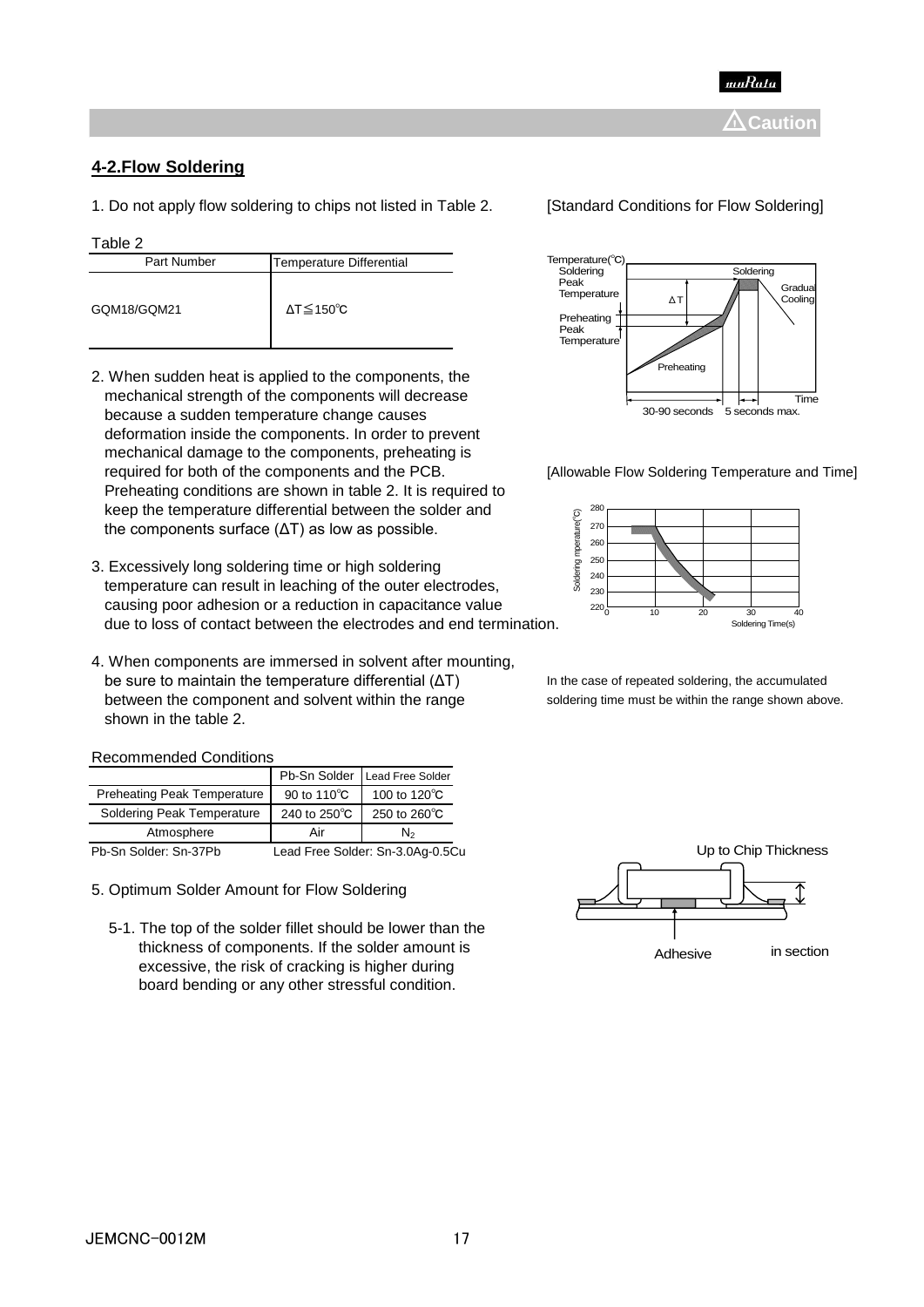⚠Caution

## 4-2.Flow Soldering

1. Do not apply flow soldering to chips not listed in Table 2.

Table 2

| Part Number | Temperature Differential |
|---|---|
| GQM18/GQM21 | ΔT≦150℃ |

2. When sudden heat is applied to the components, the mechanical strength of the components will decrease because a sudden temperature change causes deformation inside the components. In order to prevent mechanical damage to the components, preheating is required for both of the components and the PCB. Preheating conditions are shown in table 2. It is required to keep the temperature differential between the solder and the components surface (ΔT) as low as possible.

3. Excessively long soldering time or high soldering temperature can result in leaching of the outer electrodes, causing poor adhesion or a reduction in capacitance value due to loss of contact between the electrodes and end termination.

4. When components are immersed in solvent after mounting, be sure to maintain the temperature differential (ΔT) between the component and solvent within the range shown in the table 2.

Recommended Conditions

| | Pb-Sn Solder | Lead Free Solder |
|---|---|---|
| Preheating Peak Temperature | 90 to 110℃ | 100 to 120℃ |
| Soldering Peak Temperature | 240 to 250℃ | 250 to 260℃ |
| Atmosphere | Air | $N_2$ |

Pb-Sn Solder: Sn-37Pb　Lead Free Solder: Sn-3.0Ag-0.5Cu

5. Optimum Solder Amount for Flow Soldering

   5-1. The top of the solder fillet should be lower than the thickness of components. If the solder amount is excessive, the risk of cracking is higher during board bending or any other stressful condition.

[Standard Conditions for Flow Soldering]

[Allowable Flow Soldering Temperature and Time]

In the case of repeated soldering, the accumulated soldering time must be within the range shown above.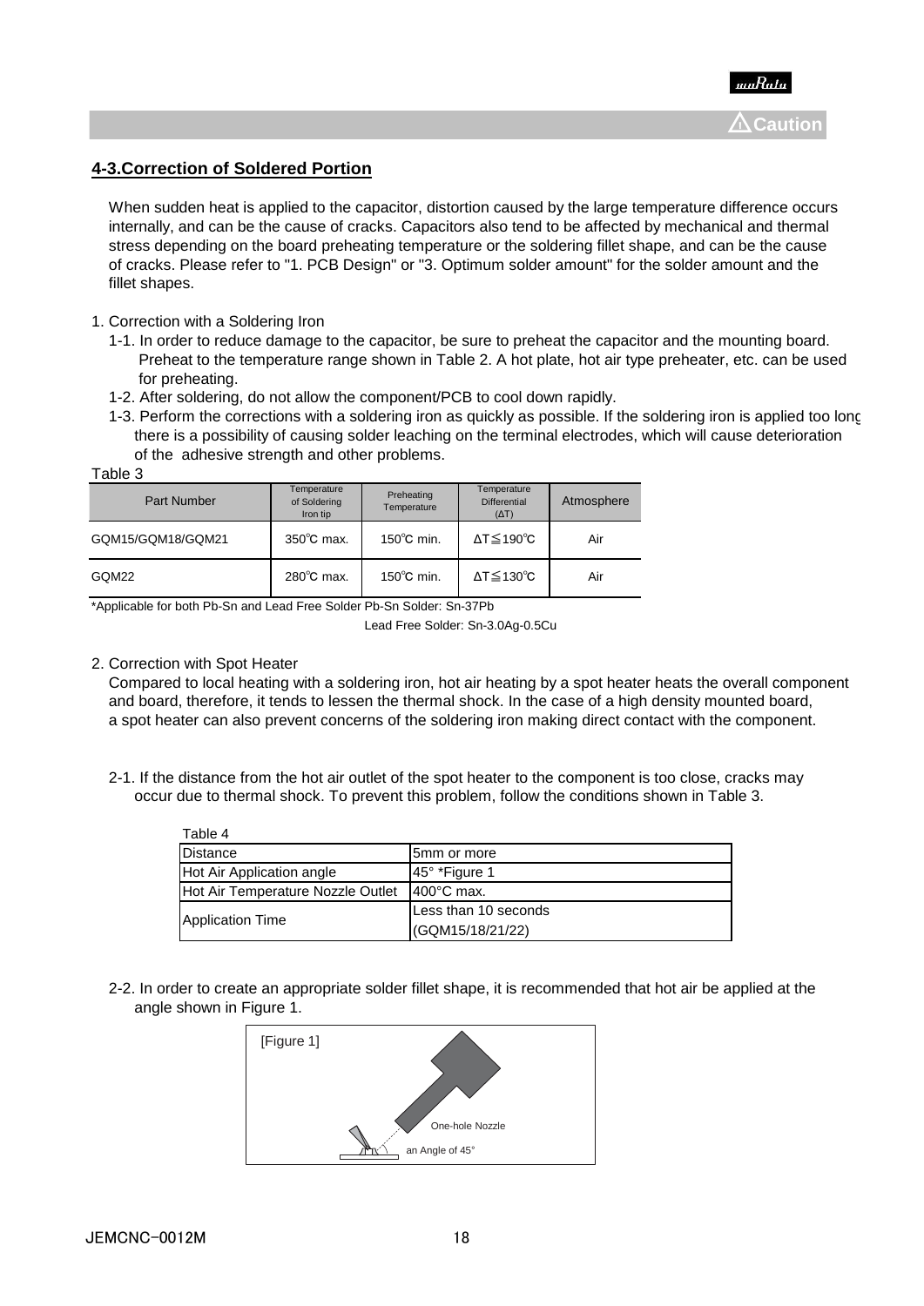**Caution**

## 4-3.Correction of Soldered Portion

When sudden heat is applied to the capacitor, distortion caused by the large temperature difference occurs internally, and can be the cause of cracks. Capacitors also tend to be affected by mechanical and thermal stress depending on the board preheating temperature or the soldering fillet shape, and can be the cause of cracks. Please refer to "1. PCB Design" or "3. Optimum solder amount" for the solder amount and the fillet shapes.

1. Correction with a Soldering Iron
   - 1-1. In order to reduce damage to the capacitor, be sure to preheat the capacitor and the mounting board. Preheat to the temperature range shown in Table 2. A hot plate, hot air type preheater, etc. can be used for preheating.
   - 1-2. After soldering, do not allow the component/PCB to cool down rapidly.
   - 1-3. Perform the corrections with a soldering iron as quickly as possible. If the soldering iron is applied too long, there is a possibility of causing solder leaching on the terminal electrodes, which will cause deterioration of the adhesive strength and other problems.

Table 3

| Part Number | Temperature of Soldering Iron tip | Preheating Temperature | Temperature Differential (ΔT) | Atmosphere |
|---|---|---|---|---|
| GQM15/GQM18/GQM21 | 350℃ max. | 150℃ min. | ΔT≦190℃ | Air |
| GQM22 | 280℃ max. | 150℃ min. | ΔT≦130℃ | Air |

*Applicable for both Pb-Sn and Lead Free Solder Pb-Sn Solder: Sn-37Pb
Lead Free Solder: Sn-3.0Ag-0.5Cu

2. Correction with Spot Heater
   Compared to local heating with a soldering iron, hot air heating by a spot heater heats the overall component and board, therefore, it tends to lessen the thermal shock. In the case of a high density mounted board, a spot heater can also prevent concerns of the soldering iron making direct contact with the component.

   - 2-1. If the distance from the hot air outlet of the spot heater to the component is too close, cracks may occur due to thermal shock. To prevent this problem, follow the conditions shown in Table 3.

Table 4

| | |
|---|---|
| Distance | 5mm or more |
| Hot Air Application angle | 45° *Figure 1 |
| Hot Air Temperature Nozzle Outlet | 400°C max. |
| Application Time | Less than 10 seconds (GQM15/18/21/22) |

   - 2-2. In order to create an appropriate solder fillet shape, it is recommended that hot air be applied at the angle shown in Figure 1.

[Figure 1]

One-hole Nozzle

an Angle of 45°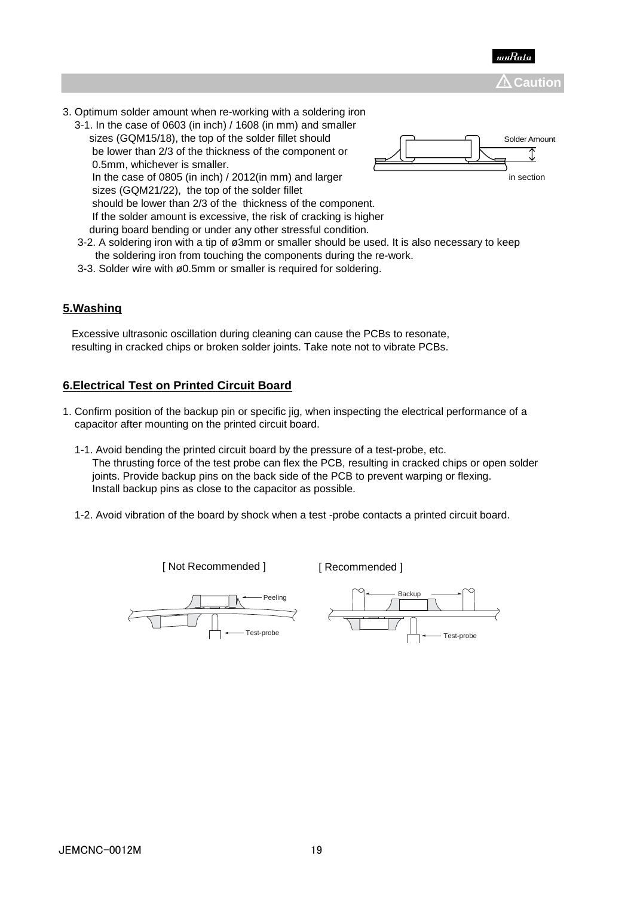⚠Caution

3. Optimum solder amount when re-working with a soldering iron
   3-1. In the case of 0603 (in inch) / 1608 (in mm) and smaller sizes (GQM15/18), the top of the solder fillet should be lower than 2/3 of the thickness of the component or 0.5mm, whichever is smaller.
   In the case of 0805 (in inch) / 2012(in mm) and larger sizes (GQM21/22), the top of the solder fillet should be lower than 2/3 of the thickness of the component.
   If the solder amount is excessive, the risk of cracking is higher during board bending or under any other stressful condition.

   Solder Amount

   in section

   3-2. A soldering iron with a tip of ø3mm or smaller should be used. It is also necessary to keep the soldering iron from touching the components during the re-work.
   3-3. Solder wire with ø0.5mm or smaller is required for soldering.

## 5.Washing

Excessive ultrasonic oscillation during cleaning can cause the PCBs to resonate, resulting in cracked chips or broken solder joints. Take note not to vibrate PCBs.

## 6.Electrical Test on Printed Circuit Board

1. Confirm position of the backup pin or specific jig, when inspecting the electrical performance of a capacitor after mounting on the printed circuit board.
   1-1. Avoid bending the printed circuit board by the pressure of a test-probe, etc.
   The thrusting force of the test probe can flex the PCB, resulting in cracked chips or open solder joints. Provide backup pins on the back side of the PCB to prevent warping or flexing.
   Install backup pins as close to the capacitor as possible.

   1-2. Avoid vibration of the board by shock when a test -probe contacts a printed circuit board.

[ Not Recommended ] [ Recommended ]

Peeling Backup

Test-probe Test-probe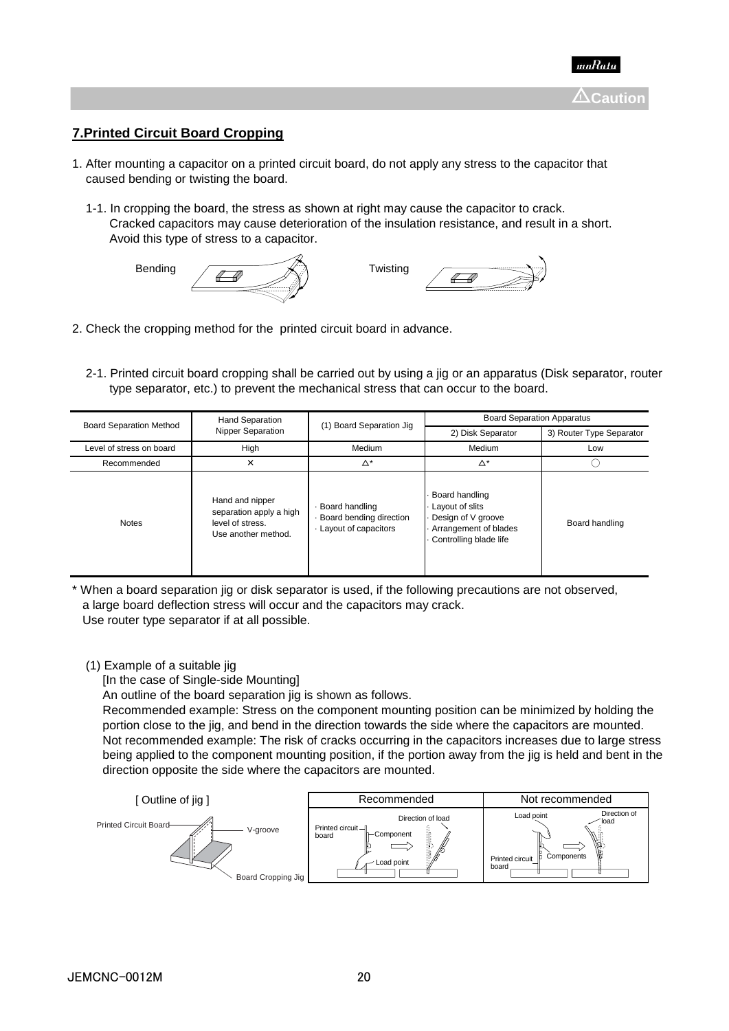⚠Caution

## 7.Printed Circuit Board Cropping

1. After mounting a capacitor on a printed circuit board, do not apply any stress to the capacitor that caused bending or twisting the board.

   1-1. In cropping the board, the stress as shown at right may cause the capacitor to crack. Cracked capacitors may cause deterioration of the insulation resistance, and result in a short. Avoid this type of stress to a capacitor.

   Bending　　　　Twisting

2. Check the cropping method for the printed circuit board in advance.

   2-1. Printed circuit board cropping shall be carried out by using a jig or an apparatus (Disk separator, router type separator, etc.) to prevent the mechanical stress that can occur to the board.

| Board Separation Method | Hand Separation Nipper Separation | (1) Board Separation Jig | Board Separation Apparatus | |
|---|---|---|---|---|
| | | | 2) Disk Separator | 3) Router Type Separator |
| Level of stress on board | High | Medium | Medium | Low |
| Recommended | × | △* | △* | ○ |
| Notes | Hand and nipper separation apply a high level of stress. Use another method. | · Board handling<br>· Board bending direction<br>· Layout of capacitors | · Board handling<br>· Layout of slits<br>· Design of V groove<br>· Arrangement of blades<br>· Controlling blade life | Board handling |

\* When a board separation jig or disk separator is used, if the following precautions are not observed, a large board deflection stress will occur and the capacitors may crack.
Use router type separator if at all possible.

(1) Example of a suitable jig

[In the case of Single-side Mounting]

An outline of the board separation jig is shown as follows.

Recommended example: Stress on the component mounting position can be minimized by holding the portion close to the jig, and bend in the direction towards the side where the capacitors are mounted.

Not recommended example: The risk of cracks occurring in the capacitors increases due to large stress being applied to the component mounting position, if the portion away from the jig is held and bent in the direction opposite the side where the capacitors are mounted.

| [ Outline of jig ] | Recommended | Not recommended |
|---|---|---|
| Printed Circuit Board, V-groove, Board Cropping Jig | Printed circuit board, Component, Direction of load, Load point | Load point, Direction of load, Printed circuit board, Components |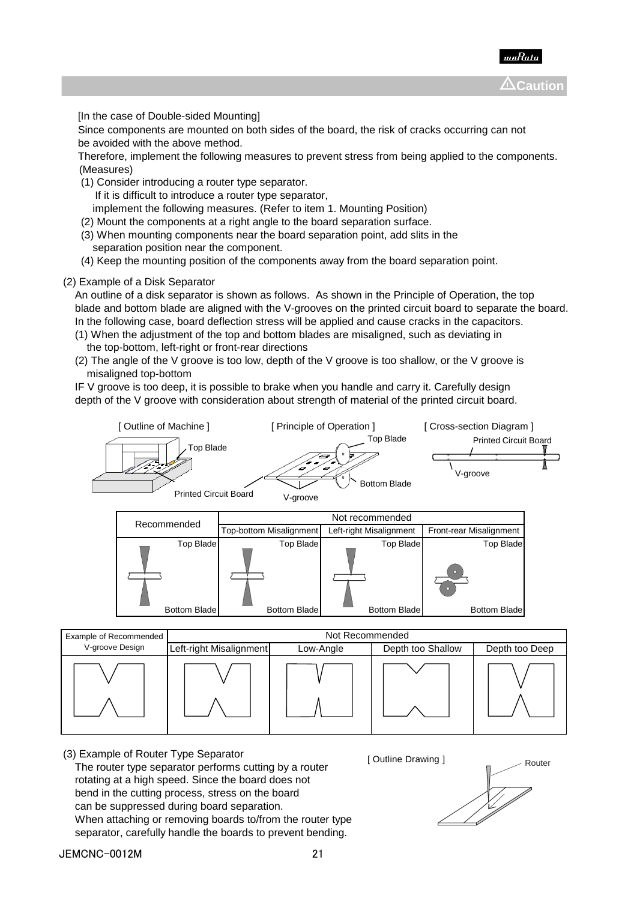**⚠Caution**

[In the case of Double-sided Mounting]

Since components are mounted on both sides of the board, the risk of cracks occurring can not be avoided with the above method.

Therefore, implement the following measures to prevent stress from being applied to the components.

(Measures)

(1) Consider introducing a router type separator.
 If it is difficult to introduce a router type separator,
 implement the following measures. (Refer to item 1. Mounting Position)

(2) Mount the components at a right angle to the board separation surface.

(3) When mounting components near the board separation point, add slits in the separation position near the component.

(4) Keep the mounting position of the components away from the board separation point.

(2) Example of a Disk Separator

An outline of a disk separator is shown as follows. As shown in the Principle of Operation, the top blade and bottom blade are aligned with the V-grooves on the printed circuit board to separate the board. In the following case, board deflection stress will be applied and cause cracks in the capacitors.

(1) When the adjustment of the top and bottom blades are misaligned, such as deviating in the top-bottom, left-right or front-rear directions

(2) The angle of the V groove is too low, depth of the V groove is too shallow, or the V groove is misaligned top-bottom

IF V groove is too deep, it is possible to brake when you handle and carry it. Carefully design depth of the V groove with consideration about strength of material of the printed circuit board.

[ Outline of Machine ] [ Principle of Operation ] [ Cross-section Diagram ]

Top Blade, Printed Circuit Board, V-groove, Bottom Blade

| Recommended | Not recommended | | |
|---|---|---|---|
| | Top-bottom Misalignment | Left-right Misalignment | Front-rear Misalignment |
| Top Blade / Bottom Blade | Top Blade / Bottom Blade | Top Blade / Bottom Blade | Top Blade / Bottom Blade |

| Example of Recommended V-groove Design | Not Recommended | | | |
|---|---|---|---|---|
| | Left-right Misalignment | Low-Angle | Depth too Shallow | Depth too Deep |

(3) Example of Router Type Separator

The router type separator performs cutting by a router rotating at a high speed. Since the board does not bend in the cutting process, stress on the board can be suppressed during board separation.

When attaching or removing boards to/from the router type separator, carefully handle the boards to prevent bending.

[ Outline Drawing ]

Router

JEMCNC-0012M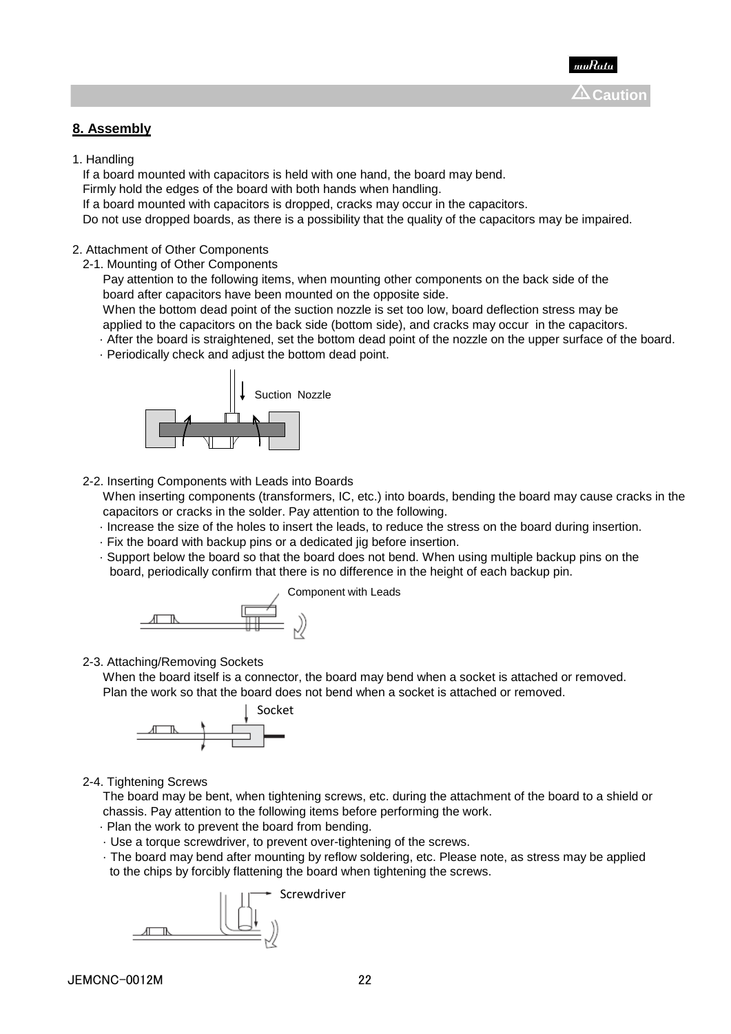## 8. Assembly

1. Handling

If a board mounted with capacitors is held with one hand, the board may bend.
Firmly hold the edges of the board with both hands when handling.
If a board mounted with capacitors is dropped, cracks may occur in the capacitors.
Do not use dropped boards, as there is a possibility that the quality of the capacitors may be impaired.

2. Attachment of Other Components

2-1. Mounting of Other Components

Pay attention to the following items, when mounting other components on the back side of the board after capacitors have been mounted on the opposite side.
When the bottom dead point of the suction nozzle is set too low, board deflection stress may be applied to the capacitors on the back side (bottom side), and cracks may occur in the capacitors.

- After the board is straightened, set the bottom dead point of the nozzle on the upper surface of the board.
- Periodically check and adjust the bottom dead point.

Suction Nozzle

2-2. Inserting Components with Leads into Boards

When inserting components (transformers, IC, etc.) into boards, bending the board may cause cracks in the capacitors or cracks in the solder. Pay attention to the following.

- Increase the size of the holes to insert the leads, to reduce the stress on the board during insertion.
- Fix the board with backup pins or a dedicated jig before insertion.
- Support below the board so that the board does not bend. When using multiple backup pins on the board, periodically confirm that there is no difference in the height of each backup pin.

Component with Leads

2-3. Attaching/Removing Sockets

When the board itself is a connector, the board may bend when a socket is attached or removed.
Plan the work so that the board does not bend when a socket is attached or removed.

Socket

2-4. Tightening Screws

The board may be bent, when tightening screws, etc. during the attachment of the board to a shield or chassis. Pay attention to the following items before performing the work.

- Plan the work to prevent the board from bending.
- Use a torque screwdriver, to prevent over-tightening of the screws.
- The board may bend after mounting by reflow soldering, etc. Please note, as stress may be applied to the chips by forcibly flattening the board when tightening the screws.

Screwdriver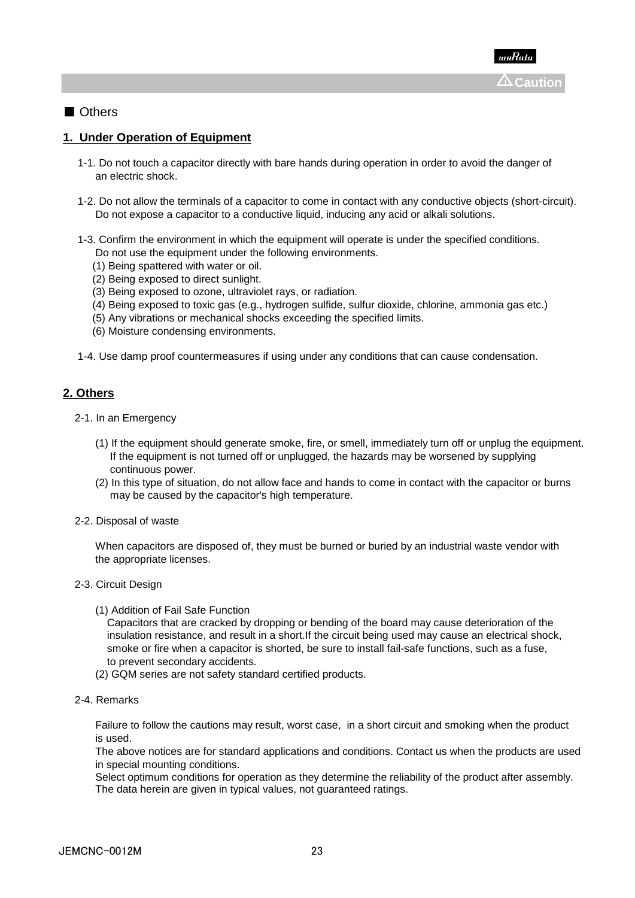⚠Caution

■ Others

## 1. Under Operation of Equipment

1-1. Do not touch a capacitor directly with bare hands during operation in order to avoid the danger of an electric shock.

1-2. Do not allow the terminals of a capacitor to come in contact with any conductive objects (short-circuit). Do not expose a capacitor to a conductive liquid, inducing any acid or alkali solutions.

1-3. Confirm the environment in which the equipment will operate is under the specified conditions. Do not use the equipment under the following environments.

(1) Being spattered with water or oil.
(2) Being exposed to direct sunlight.
(3) Being exposed to ozone, ultraviolet rays, or radiation.
(4) Being exposed to toxic gas (e.g., hydrogen sulfide, sulfur dioxide, chlorine, ammonia gas etc.)
(5) Any vibrations or mechanical shocks exceeding the specified limits.
(6) Moisture condensing environments.

1-4. Use damp proof countermeasures if using under any conditions that can cause condensation.

## 2. Others

2-1. In an Emergency

(1) If the equipment should generate smoke, fire, or smell, immediately turn off or unplug the equipment. If the equipment is not turned off or unplugged, the hazards may be worsened by supplying continuous power.
(2) In this type of situation, do not allow face and hands to come in contact with the capacitor or burns may be caused by the capacitor's high temperature.

2-2. Disposal of waste

When capacitors are disposed of, they must be burned or buried by an industrial waste vendor with the appropriate licenses.

2-3. Circuit Design

(1) Addition of Fail Safe Function
Capacitors that are cracked by dropping or bending of the board may cause deterioration of the insulation resistance, and result in a short.If the circuit being used may cause an electrical shock, smoke or fire when a capacitor is shorted, be sure to install fail-safe functions, such as a fuse, to prevent secondary accidents.
(2) GQM series are not safety standard certified products.

2-4. Remarks

Failure to follow the cautions may result, worst case, in a short circuit and smoking when the product is used.
The above notices are for standard applications and conditions. Contact us when the products are used in special mounting conditions.
Select optimum conditions for operation as they determine the reliability of the product after assembly.
The data herein are given in typical values, not guaranteed ratings.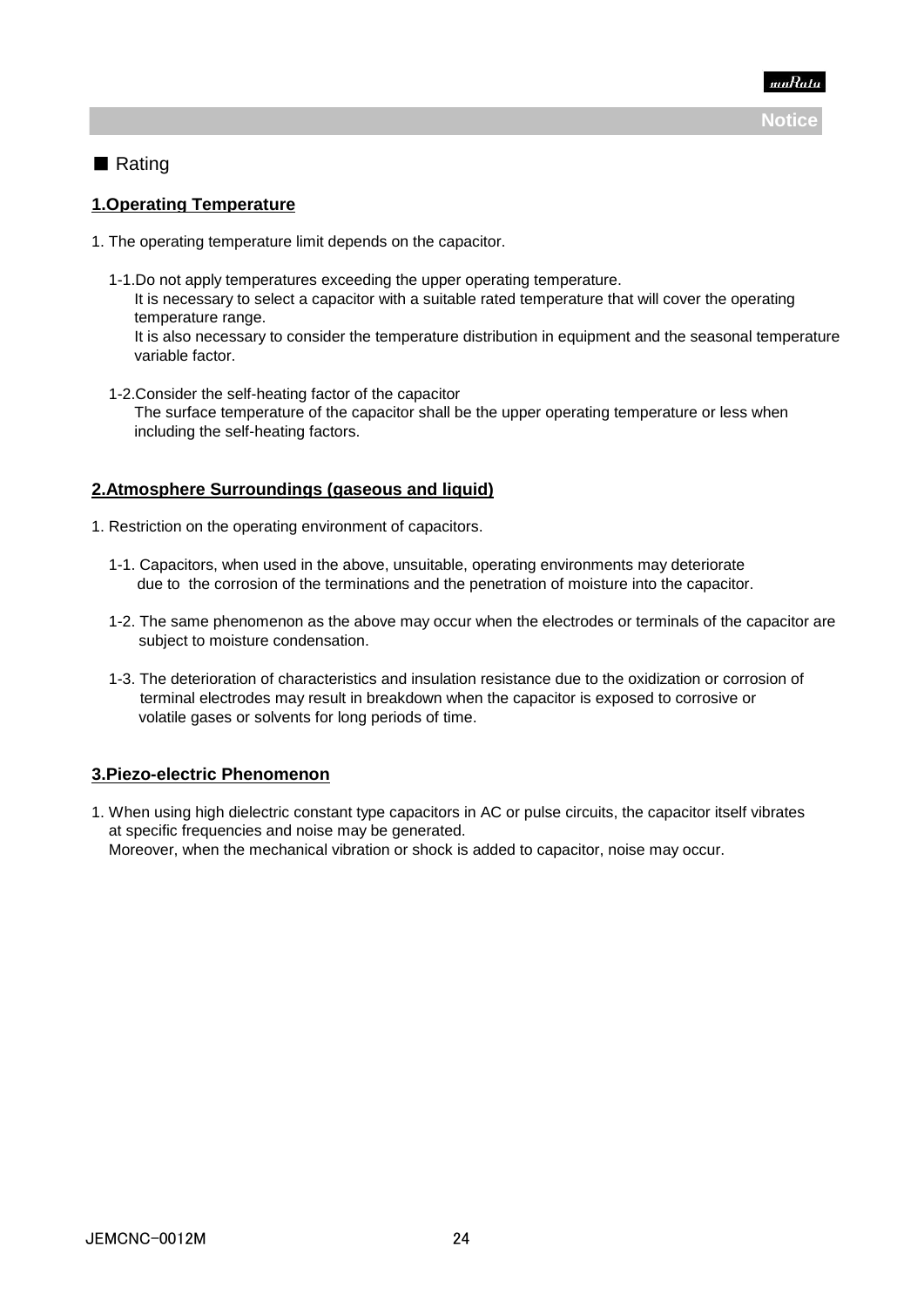## ■ Rating

### 1.Operating Temperature

1. The operating temperature limit depends on the capacitor.

   1-1.Do not apply temperatures exceeding the upper operating temperature.
   It is necessary to select a capacitor with a suitable rated temperature that will cover the operating temperature range.
   It is also necessary to consider the temperature distribution in equipment and the seasonal temperature variable factor.

   1-2.Consider the self-heating factor of the capacitor
   The surface temperature of the capacitor shall be the upper operating temperature or less when including the self-heating factors.

### 2.Atmosphere Surroundings (gaseous and liquid)

1. Restriction on the operating environment of capacitors.

   1-1. Capacitors, when used in the above, unsuitable, operating environments may deteriorate due to the corrosion of the terminations and the penetration of moisture into the capacitor.

   1-2. The same phenomenon as the above may occur when the electrodes or terminals of the capacitor are subject to moisture condensation.

   1-3. The deterioration of characteristics and insulation resistance due to the oxidization or corrosion of terminal electrodes may result in breakdown when the capacitor is exposed to corrosive or volatile gases or solvents for long periods of time.

### 3.Piezo-electric Phenomenon

1. When using high dielectric constant type capacitors in AC or pulse circuits, the capacitor itself vibrates at specific frequencies and noise may be generated.
   Moreover, when the mechanical vibration or shock is added to capacitor, noise may occur.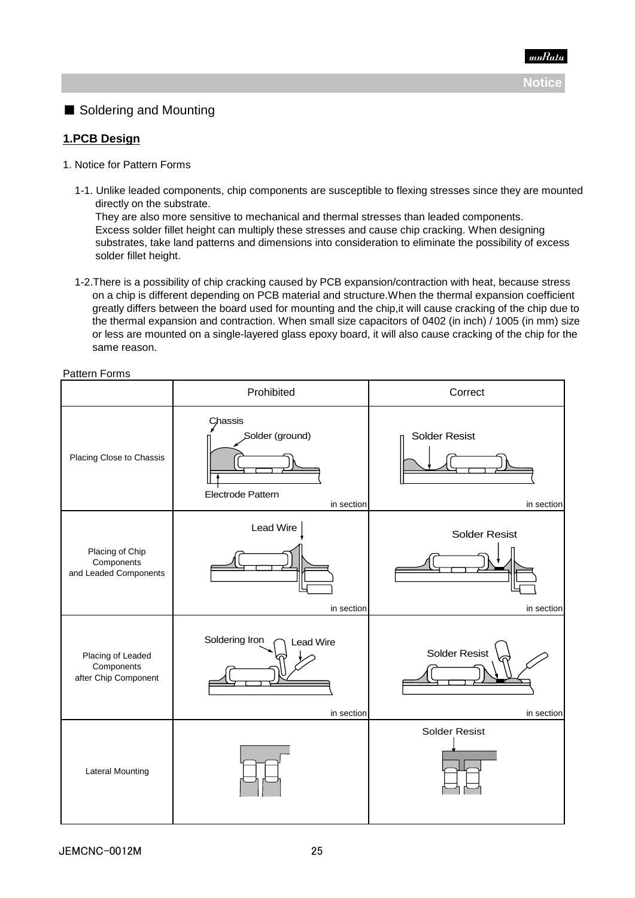■ Soldering and Mounting

## 1.PCB Design

1. Notice for Pattern Forms

1-1. Unlike leaded components, chip components are susceptible to flexing stresses since they are mounted directly on the substrate.
They are also more sensitive to mechanical and thermal stresses than leaded components.
Excess solder fillet height can multiply these stresses and cause chip cracking. When designing substrates, take land patterns and dimensions into consideration to eliminate the possibility of excess solder fillet height.

1-2.There is a possibility of chip cracking caused by PCB expansion/contraction with heat, because stress on a chip is different depending on PCB material and structure.When the thermal expansion coefficient greatly differs between the board used for mounting and the chip,it will cause cracking of the chip due to the thermal expansion and contraction. When small size capacitors of 0402 (in inch) / 1005 (in mm) size or less are mounted on a single-layered glass epoxy board, it will also cause cracking of the chip for the same reason.

Pattern Forms

| | Prohibited | Correct |
|---|---|---|
| Placing Close to Chassis | Chassis, Solder (ground), Electrode Pattern (in section) | Solder Resist (in section) |
| Placing of Chip Components and Leaded Components | Lead Wire (in section) | Solder Resist (in section) |
| Placing of Leaded Components after Chip Component | Soldering Iron, Lead Wire (in section) | Solder Resist (in section) |
| Lateral Mounting | | Solder Resist |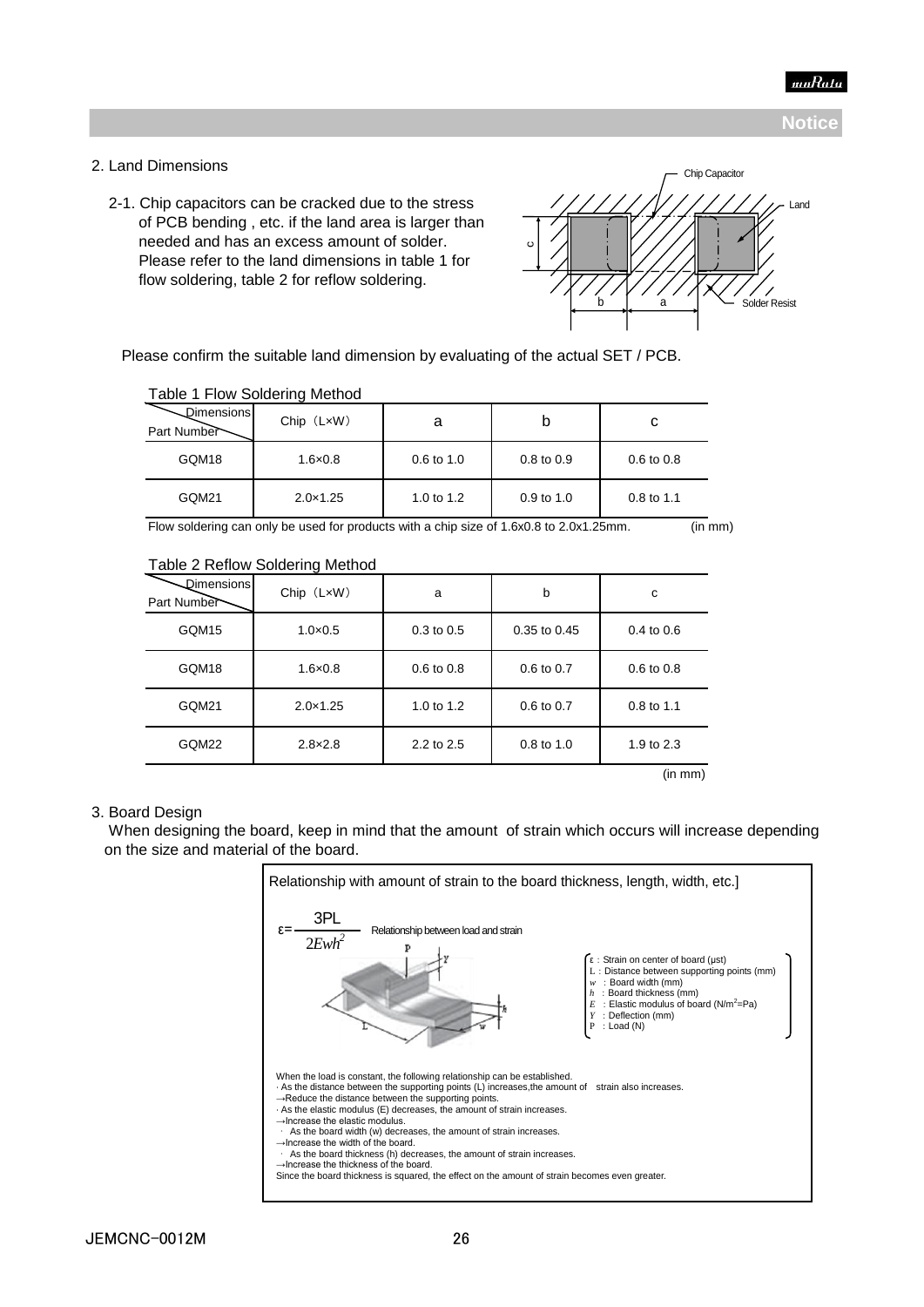**Notice**

2. Land Dimensions

2-1. Chip capacitors can be cracked due to the stress of PCB bending , etc. if the land area is larger than needed and has an excess amount of solder. Please refer to the land dimensions in table 1 for flow soldering, table 2 for reflow soldering.

Please confirm the suitable land dimension by evaluating of the actual SET / PCB.

Table 1 Flow Soldering Method

| Part Number \ Dimensions | Chip（L×W） | a | b | c |
|---|---|---|---|---|
| GQM18 | 1.6×0.8 | 0.6 to 1.0 | 0.8 to 0.9 | 0.6 to 0.8 |
| GQM21 | 2.0×1.25 | 1.0 to 1.2 | 0.9 to 1.0 | 0.8 to 1.1 |

Flow soldering can only be used for products with a chip size of 1.6x0.8 to 2.0x1.25mm. (in mm)

Table 2 Reflow Soldering Method

| Part Number \ Dimensions | Chip（L×W） | a | b | c |
|---|---|---|---|---|
| GQM15 | 1.0×0.5 | 0.3 to 0.5 | 0.35 to 0.45 | 0.4 to 0.6 |
| GQM18 | 1.6×0.8 | 0.6 to 0.8 | 0.6 to 0.7 | 0.6 to 0.8 |
| GQM21 | 2.0×1.25 | 1.0 to 1.2 | 0.6 to 0.7 | 0.8 to 1.1 |
| GQM22 | 2.8×2.8 | 2.2 to 2.5 | 0.8 to 1.0 | 1.9 to 2.3 |

(in mm)

3. Board Design

When designing the board, keep in mind that the amount of strain which occurs will increase depending on the size and material of the board.

Relationship with amount of strain to the board thickness, length, width, etc.]

$$\varepsilon = \frac{3PL}{2Ewh^2}$$

Relationship between load and strain

- ε : Strain on center of board (μst)
- L : Distance between supporting points (mm)
- $w$ : Board width (mm)
- $h$ : Board thickness (mm)
- $E$ : Elastic modulus of board ($N/m^2$=Pa)
- $Y$ : Deflection (mm)
- P : Load (N)

When the load is constant, the following relationship can be established.
- As the distance between the supporting points (L) increases,the amount of strain also increases.
  →Reduce the distance between the supporting points.
- As the elastic modulus (E) decreases, the amount of strain increases.
  →Increase the elastic modulus.
- As the board width (w) decreases, the amount of strain increases.
  →Increase the width of the board.
- As the board thickness (h) decreases, the amount of strain increases.
  →Increase the thickness of the board.

Since the board thickness is squared, the effect on the amount of strain becomes even greater.

JEMCNC-0012M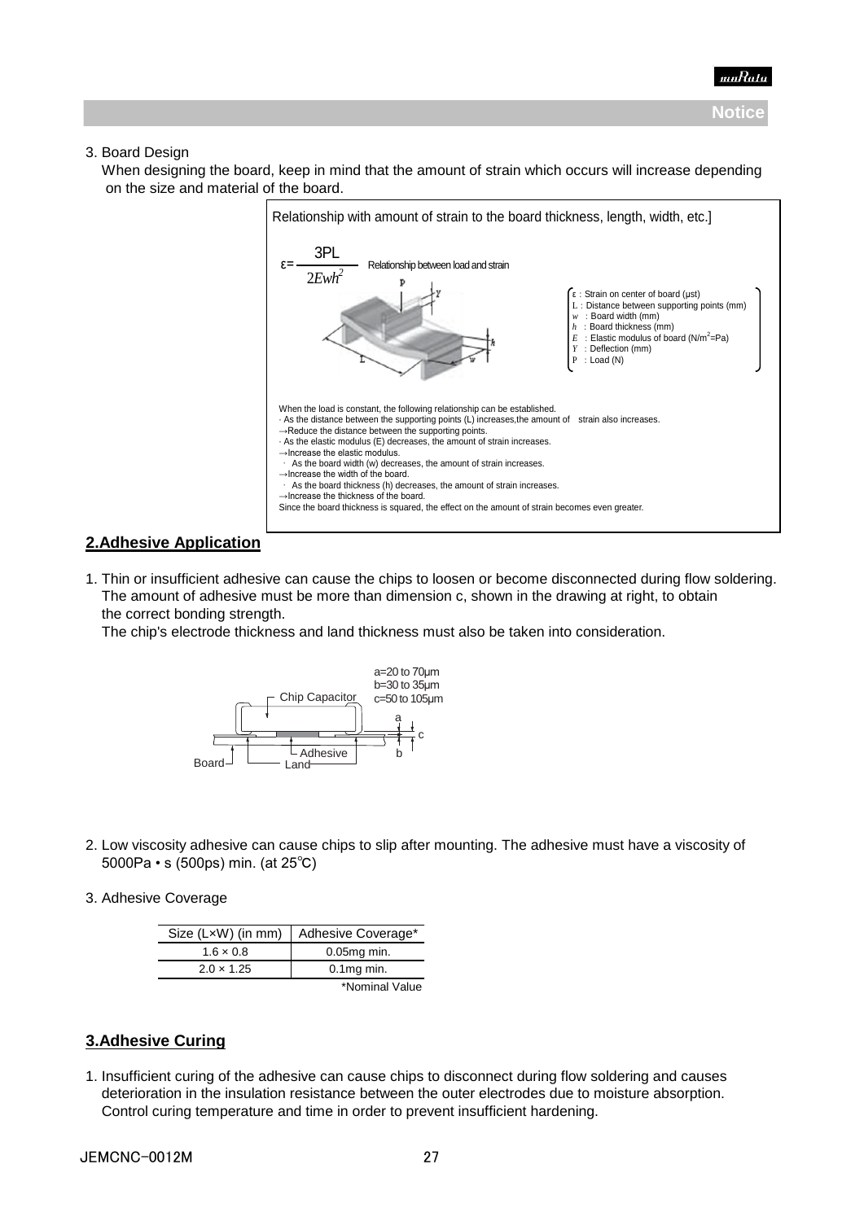3. Board Design

When designing the board, keep in mind that the amount of strain which occurs will increase depending on the size and material of the board.

Relationship with amount of strain to the board thickness, length, width, etc.]

$$\varepsilon = \frac{3PL}{2Ewh^2}$$ Relationship between load and strain

- ε : Strain on center of board (μst)
- L : Distance between supporting points (mm)
- $w$ : Board width (mm)
- $h$ : Board thickness (mm)
- $E$ : Elastic modulus of board ($N/m^2$=Pa)
- $Y$ : Deflection (mm)
- P : Load (N)

When the load is constant, the following relationship can be established.

- As the distance between the supporting points (L) increases,the amount of strain also increases.
  →Reduce the distance between the supporting points.
- As the elastic modulus (E) decreases, the amount of strain increases.
  →Increase the elastic modulus.
- As the board width (w) decreases, the amount of strain increases.
  →Increase the width of the board.
- As the board thickness (h) decreases, the amount of strain increases.
  →Increase the thickness of the board.

Since the board thickness is squared, the effect on the amount of strain becomes even greater.

## 2.Adhesive Application

1. Thin or insufficient adhesive can cause the chips to loosen or become disconnected during flow soldering. The amount of adhesive must be more than dimension c, shown in the drawing at right, to obtain the correct bonding strength.
   The chip's electrode thickness and land thickness must also be taken into consideration.

   a=20 to 70μm
   b=30 to 35μm
   c=50 to 105μm

2. Low viscosity adhesive can cause chips to slip after mounting. The adhesive must have a viscosity of 5000Pa • s (500ps) min. (at 25℃)

3. Adhesive Coverage

| Size (L×W) (in mm) | Adhesive Coverage* |
|---|---|
| 1.6 × 0.8 | 0.05mg min. |
| 2.0 × 1.25 | 0.1mg min. |

*Nominal Value

## 3.Adhesive Curing

1. Insufficient curing of the adhesive can cause chips to disconnect during flow soldering and causes deterioration in the insulation resistance between the outer electrodes due to moisture absorption. Control curing temperature and time in order to prevent insufficient hardening.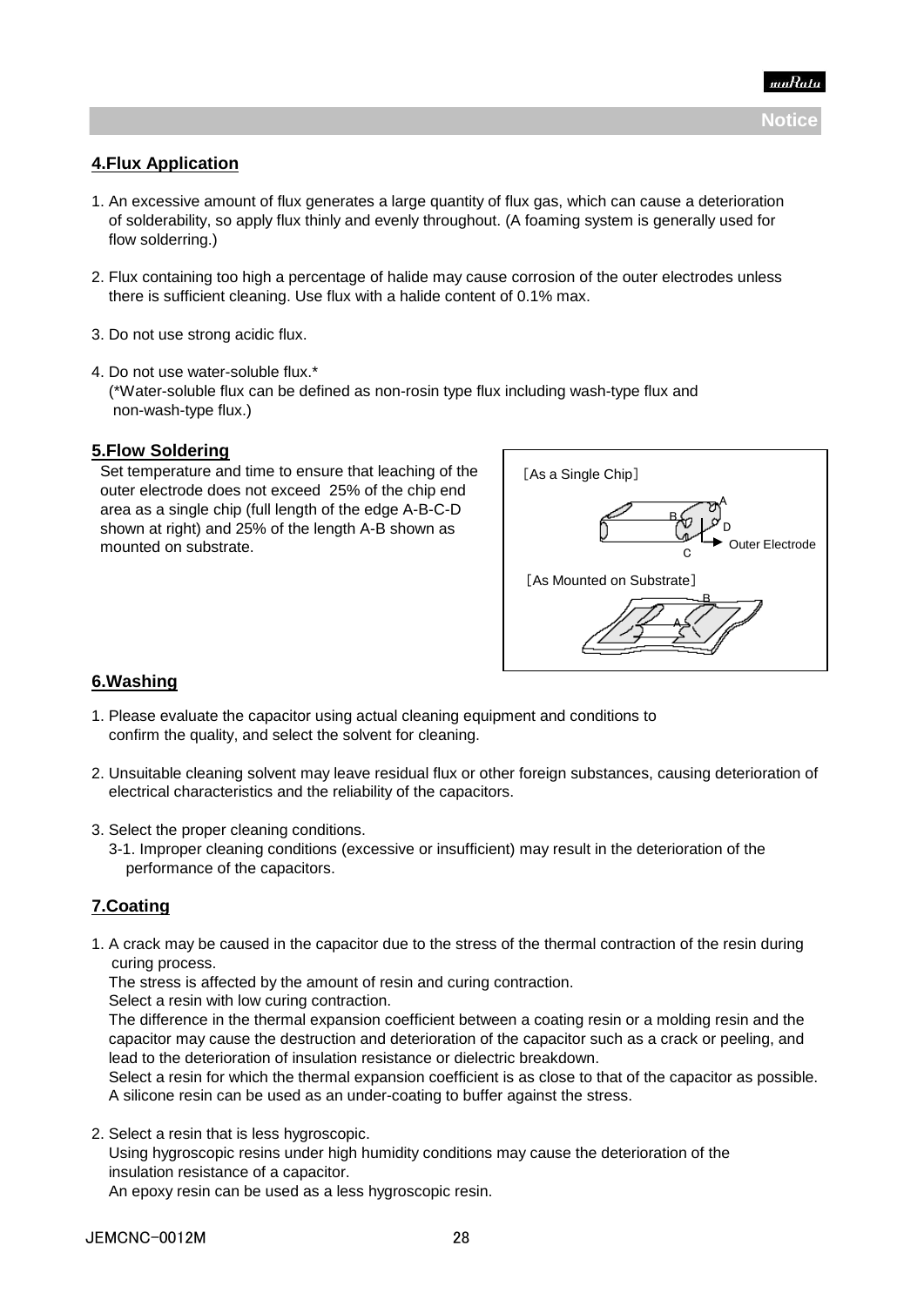Notice

## 4.Flux Application

1. An excessive amount of flux generates a large quantity of flux gas, which can cause a deterioration of solderability, so apply flux thinly and evenly throughout. (A foaming system is generally used for flow solderring.)

2. Flux containing too high a percentage of halide may cause corrosion of the outer electrodes unless there is sufficient cleaning. Use flux with a halide content of 0.1% max.

3. Do not use strong acidic flux.

4. Do not use water-soluble flux.*
   (*Water-soluble flux can be defined as non-rosin type flux including wash-type flux and non-wash-type flux.)

## 5.Flow Soldering

Set temperature and time to ensure that leaching of the outer electrode does not exceed 25% of the chip end area as a single chip (full length of the edge A-B-C-D shown at right) and 25% of the length A-B shown as mounted on substrate.

［As a Single Chip］

A, B, C, D, Outer Electrode

［As Mounted on Substrate］

A, B

## 6.Washing

1. Please evaluate the capacitor using actual cleaning equipment and conditions to confirm the quality, and select the solvent for cleaning.

2. Unsuitable cleaning solvent may leave residual flux or other foreign substances, causing deterioration of electrical characteristics and the reliability of the capacitors.

3. Select the proper cleaning conditions.
   3-1. Improper cleaning conditions (excessive or insufficient) may result in the deterioration of the performance of the capacitors.

## 7.Coating

1. A crack may be caused in the capacitor due to the stress of the thermal contraction of the resin during curing process.
   The stress is affected by the amount of resin and curing contraction.
   Select a resin with low curing contraction.
   The difference in the thermal expansion coefficient between a coating resin or a molding resin and the capacitor may cause the destruction and deterioration of the capacitor such as a crack or peeling, and lead to the deterioration of insulation resistance or dielectric breakdown.
   Select a resin for which the thermal expansion coefficient is as close to that of the capacitor as possible.
   A silicone resin can be used as an under-coating to buffer against the stress.

2. Select a resin that is less hygroscopic.
   Using hygroscopic resins under high humidity conditions may cause the deterioration of the insulation resistance of a capacitor.
   An epoxy resin can be used as a less hygroscopic resin.

JEMCNC-0012M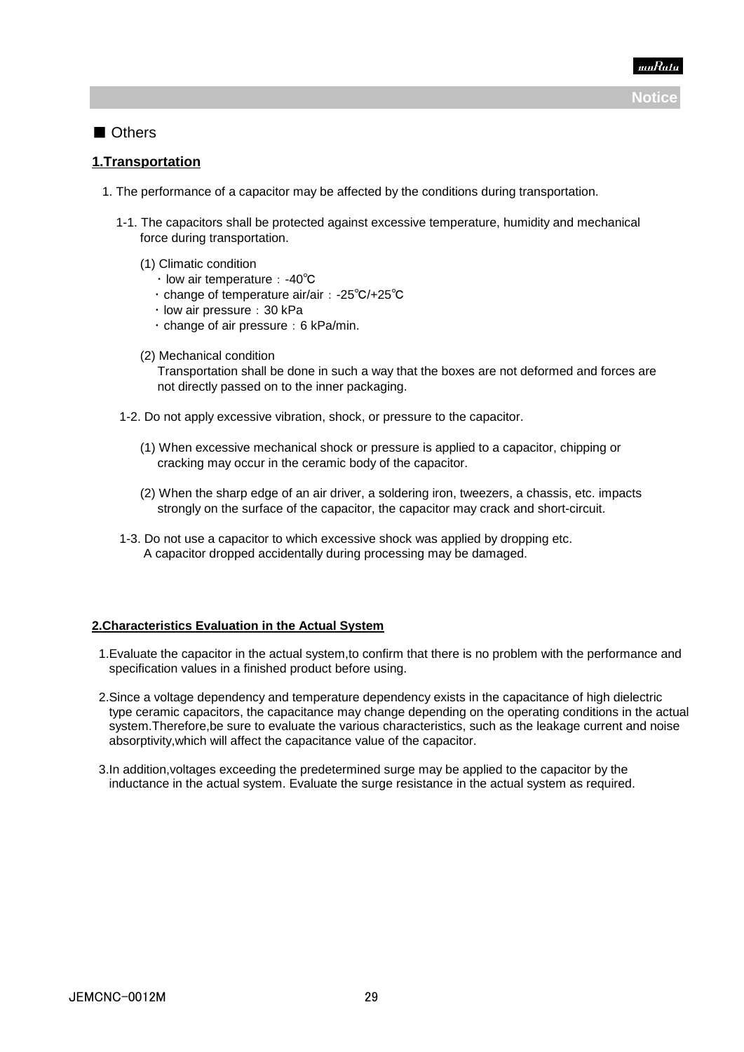■ Others

## 1.Transportation

1. The performance of a capacitor may be affected by the conditions during transportation.

   1-1. The capacitors shall be protected against excessive temperature, humidity and mechanical force during transportation.

   (1) Climatic condition
   - ・low air temperature：-40℃
   - ・change of temperature air/air：-25℃/+25℃
   - ・low air pressure：30 kPa
   - ・change of air pressure：6 kPa/min.

   (2) Mechanical condition
   Transportation shall be done in such a way that the boxes are not deformed and forces are not directly passed on to the inner packaging.

   1-2. Do not apply excessive vibration, shock, or pressure to the capacitor.

   (1) When excessive mechanical shock or pressure is applied to a capacitor, chipping or cracking may occur in the ceramic body of the capacitor.

   (2) When the sharp edge of an air driver, a soldering iron, tweezers, a chassis, etc. impacts strongly on the surface of the capacitor, the capacitor may crack and short-circuit.

   1-3. Do not use a capacitor to which excessive shock was applied by dropping etc.
   A capacitor dropped accidentally during processing may be damaged.

## 2.Characteristics Evaluation in the Actual System

1.Evaluate the capacitor in the actual system,to confirm that there is no problem with the performance and specification values in a finished product before using.

2.Since a voltage dependency and temperature dependency exists in the capacitance of high dielectric type ceramic capacitors, the capacitance may change depending on the operating conditions in the actual system.Therefore,be sure to evaluate the various characteristics, such as the leakage current and noise absorptivity,which will affect the capacitance value of the capacitor.

3.In addition,voltages exceeding the predetermined surge may be applied to the capacitor by the inductance in the actual system. Evaluate the surge resistance in the actual system as required.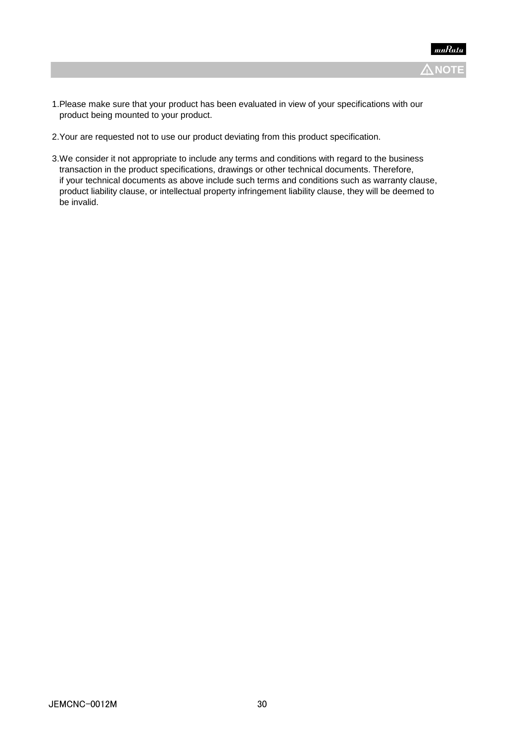## ⚠NOTE

1. Please make sure that your product has been evaluated in view of your specifications with our product being mounted to your product.

2. Your are requested not to use our product deviating from this product specification.

3. We consider it not appropriate to include any terms and conditions with regard to the business transaction in the product specifications, drawings or other technical documents. Therefore, if your technical documents as above include such terms and conditions such as warranty clause, product liability clause, or intellectual property infringement liability clause, they will be deemed to be invalid.